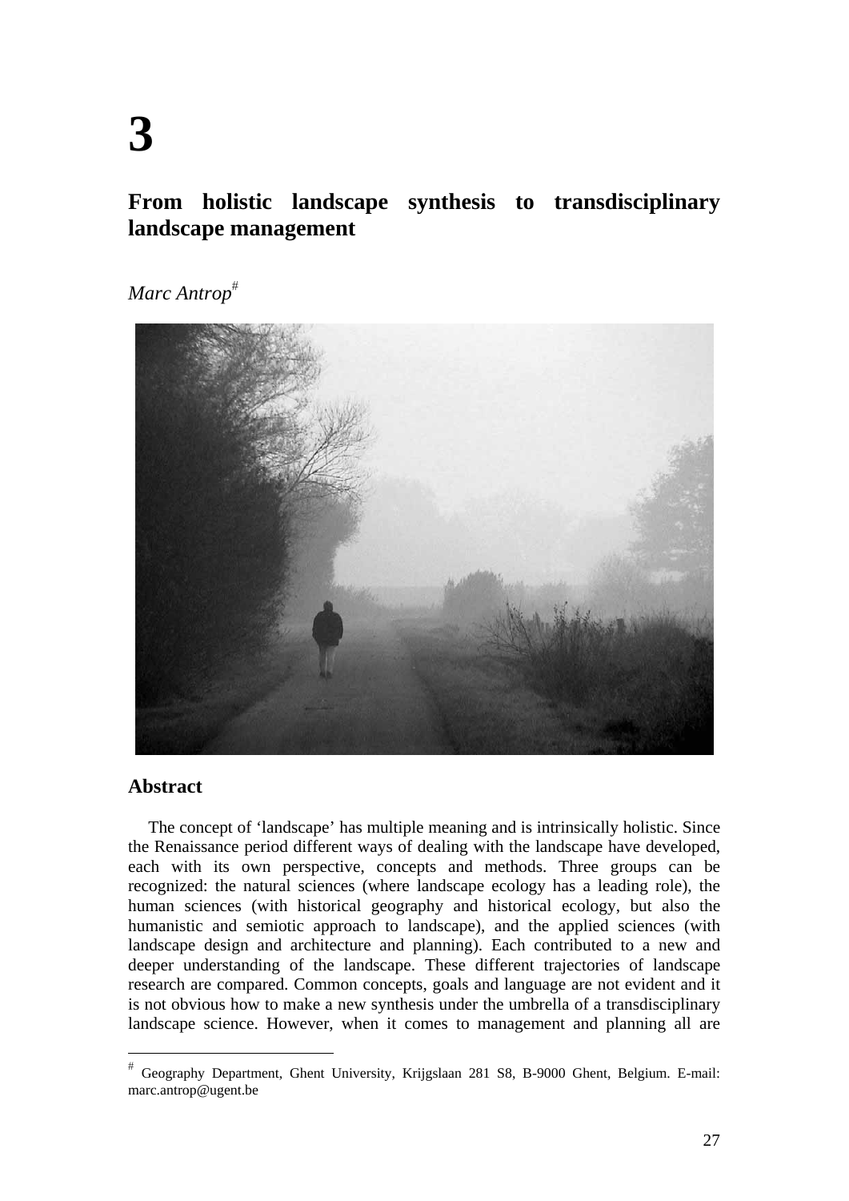# 3

## From holistic landscape synthesis to transdisciplinary landscape management

*Marc Antrop*[#]

### Abstract

The concept of 'landscape' has multiple meaning and is intrinsically holistic. Since the Renaissance period different ways of dealing with the landscape have developed, each with its own perspective, concepts and methods. Three groups can be recognized: the natural sciences (where landscape ecology has a leading role), the human sciences (with historical geography and historical ecology, but also the humanistic and semiotic approach to landscape), and the applied sciences (with landscape design and architecture and planning). Each contributed to a new and deeper understanding of the landscape. These different trajectories of landscape research are compared. Common concepts, goals and language are not evident and it is not obvious how to make a new synthesis under the umbrella of a transdisciplinary landscape science. However, when it comes to management and planning all are

[#] Geography Department, Ghent University, Krijgslaan 281 S8, B-9000 Ghent, Belgium. E-mail: marc.antrop@ugent.be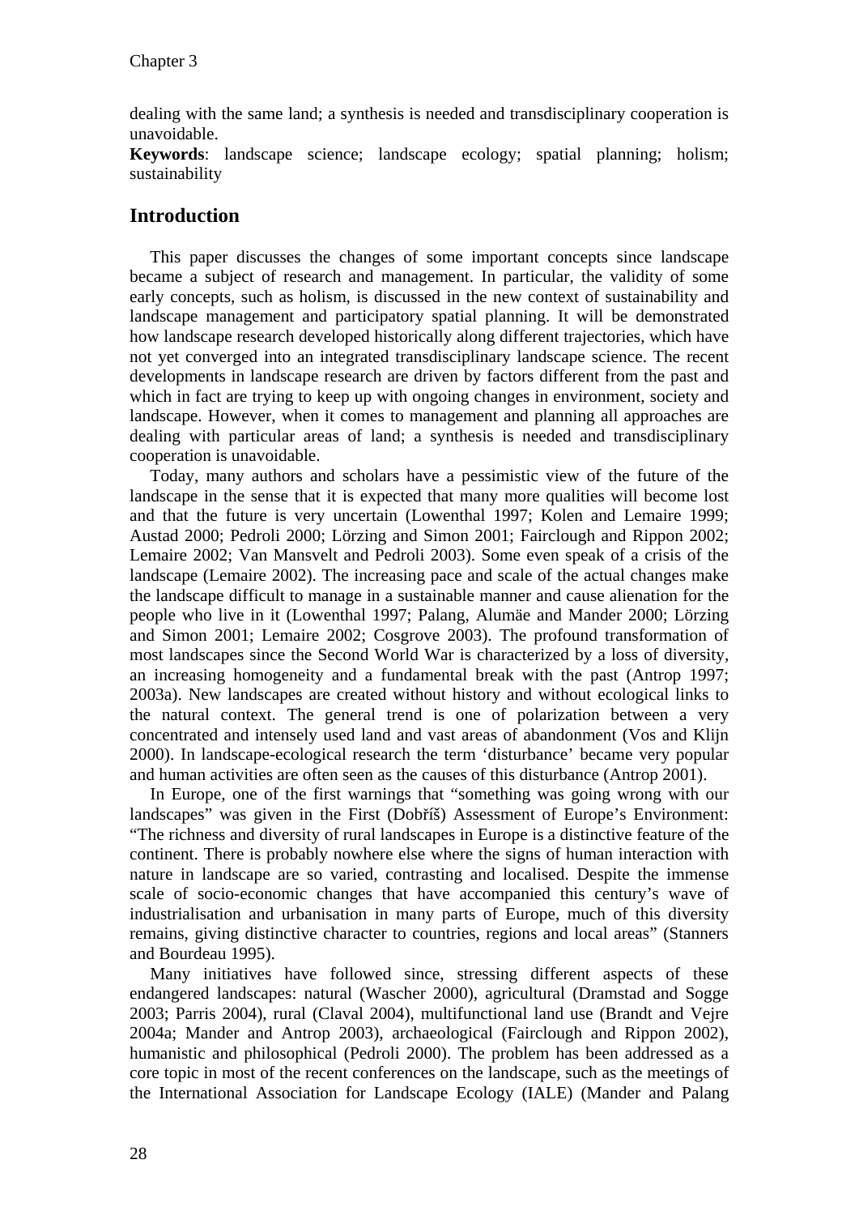dealing with the same land; a synthesis is needed and transdisciplinary cooperation is unavoidable.

**Keywords**: landscape science; landscape ecology; spatial planning; holism; sustainability

## Introduction

This paper discusses the changes of some important concepts since landscape became a subject of research and management. In particular, the validity of some early concepts, such as holism, is discussed in the new context of sustainability and landscape management and participatory spatial planning. It will be demonstrated how landscape research developed historically along different trajectories, which have not yet converged into an integrated transdisciplinary landscape science. The recent developments in landscape research are driven by factors different from the past and which in fact are trying to keep up with ongoing changes in environment, society and landscape. However, when it comes to management and planning all approaches are dealing with particular areas of land; a synthesis is needed and transdisciplinary cooperation is unavoidable.

Today, many authors and scholars have a pessimistic view of the future of the landscape in the sense that it is expected that many more qualities will become lost and that the future is very uncertain (Lowenthal 1997; Kolen and Lemaire 1999; Austad 2000; Pedroli 2000; Lörzing and Simon 2001; Fairclough and Rippon 2002; Lemaire 2002; Van Mansvelt and Pedroli 2003). Some even speak of a crisis of the landscape (Lemaire 2002). The increasing pace and scale of the actual changes make the landscape difficult to manage in a sustainable manner and cause alienation for the people who live in it (Lowenthal 1997; Palang, Alumäe and Mander 2000; Lörzing and Simon 2001; Lemaire 2002; Cosgrove 2003). The profound transformation of most landscapes since the Second World War is characterized by a loss of diversity, an increasing homogeneity and a fundamental break with the past (Antrop 1997; 2003a). New landscapes are created without history and without ecological links to the natural context. The general trend is one of polarization between a very concentrated and intensely used land and vast areas of abandonment (Vos and Klijn 2000). In landscape-ecological research the term 'disturbance' became very popular and human activities are often seen as the causes of this disturbance (Antrop 2001).

In Europe, one of the first warnings that "something was going wrong with our landscapes" was given in the First (Dobříš) Assessment of Europe's Environment: "The richness and diversity of rural landscapes in Europe is a distinctive feature of the continent. There is probably nowhere else where the signs of human interaction with nature in landscape are so varied, contrasting and localised. Despite the immense scale of socio-economic changes that have accompanied this century's wave of industrialisation and urbanisation in many parts of Europe, much of this diversity remains, giving distinctive character to countries, regions and local areas" (Stanners and Bourdeau 1995).

Many initiatives have followed since, stressing different aspects of these endangered landscapes: natural (Wascher 2000), agricultural (Dramstad and Sogge 2003; Parris 2004), rural (Claval 2004), multifunctional land use (Brandt and Vejre 2004a; Mander and Antrop 2003), archaeological (Fairclough and Rippon 2002), humanistic and philosophical (Pedroli 2000). The problem has been addressed as a core topic in most of the recent conferences on the landscape, such as the meetings of the International Association for Landscape Ecology (IALE) (Mander and Palang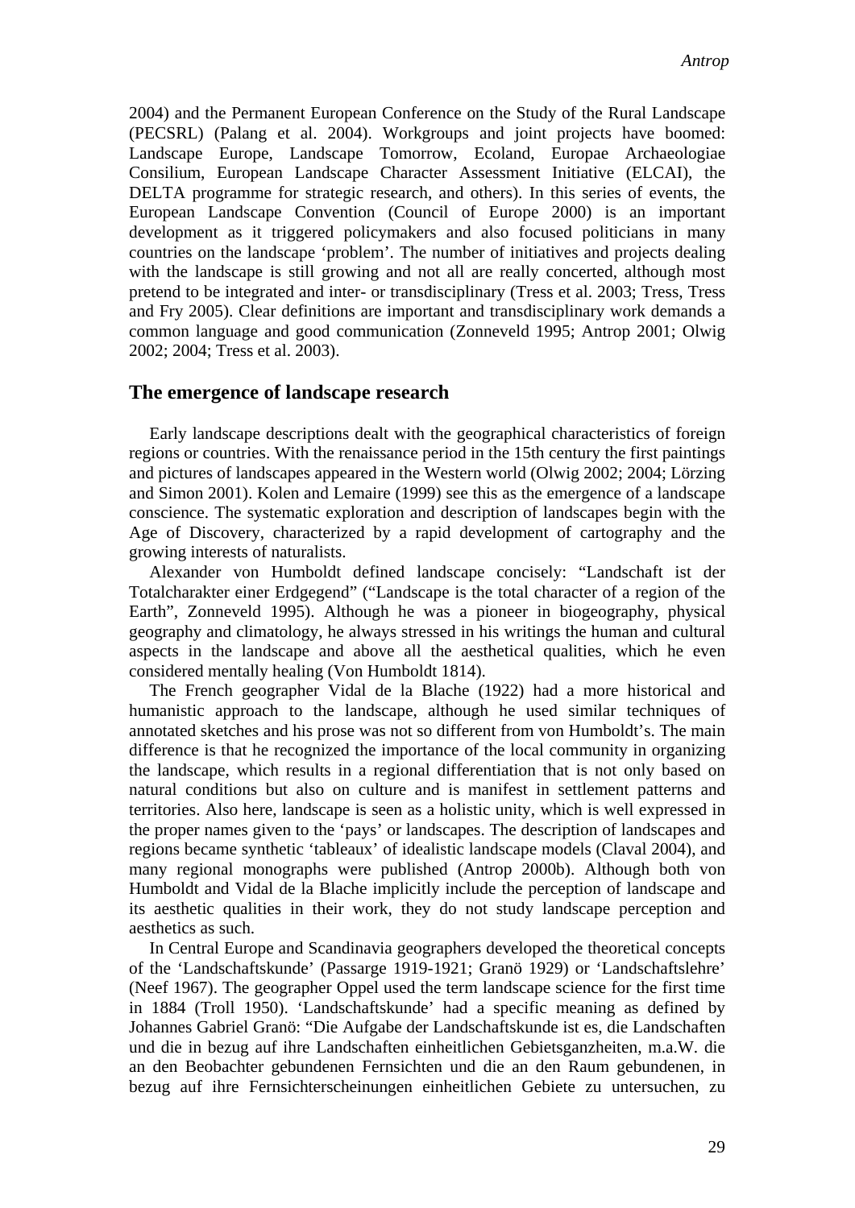2004) and the Permanent European Conference on the Study of the Rural Landscape (PECSRL) (Palang et al. 2004). Workgroups and joint projects have boomed: Landscape Europe, Landscape Tomorrow, Ecoland, Europae Archaeologiae Consilium, European Landscape Character Assessment Initiative (ELCAI), the DELTA programme for strategic research, and others). In this series of events, the European Landscape Convention (Council of Europe 2000) is an important development as it triggered policymakers and also focused politicians in many countries on the landscape 'problem'. The number of initiatives and projects dealing with the landscape is still growing and not all are really concerted, although most pretend to be integrated and inter- or transdisciplinary (Tress et al. 2003; Tress, Tress and Fry 2005). Clear definitions are important and transdisciplinary work demands a common language and good communication (Zonneveld 1995; Antrop 2001; Olwig 2002; 2004; Tress et al. 2003).

## The emergence of landscape research

Early landscape descriptions dealt with the geographical characteristics of foreign regions or countries. With the renaissance period in the 15th century the first paintings and pictures of landscapes appeared in the Western world (Olwig 2002; 2004; Lörzing and Simon 2001). Kolen and Lemaire (1999) see this as the emergence of a landscape conscience. The systematic exploration and description of landscapes begin with the Age of Discovery, characterized by a rapid development of cartography and the growing interests of naturalists.

Alexander von Humboldt defined landscape concisely: "Landschaft ist der Totalcharakter einer Erdgegend" ("Landscape is the total character of a region of the Earth", Zonneveld 1995). Although he was a pioneer in biogeography, physical geography and climatology, he always stressed in his writings the human and cultural aspects in the landscape and above all the aesthetical qualities, which he even considered mentally healing (Von Humboldt 1814).

The French geographer Vidal de la Blache (1922) had a more historical and humanistic approach to the landscape, although he used similar techniques of annotated sketches and his prose was not so different from von Humboldt's. The main difference is that he recognized the importance of the local community in organizing the landscape, which results in a regional differentiation that is not only based on natural conditions but also on culture and is manifest in settlement patterns and territories. Also here, landscape is seen as a holistic unity, which is well expressed in the proper names given to the 'pays' or landscapes. The description of landscapes and regions became synthetic 'tableaux' of idealistic landscape models (Claval 2004), and many regional monographs were published (Antrop 2000b). Although both von Humboldt and Vidal de la Blache implicitly include the perception of landscape and its aesthetic qualities in their work, they do not study landscape perception and aesthetics as such.

In Central Europe and Scandinavia geographers developed the theoretical concepts of the 'Landschaftskunde' (Passarge 1919-1921; Granö 1929) or 'Landschaftslehre' (Neef 1967). The geographer Oppel used the term landscape science for the first time in 1884 (Troll 1950). 'Landschaftskunde' had a specific meaning as defined by Johannes Gabriel Granö: "Die Aufgabe der Landschaftskunde ist es, die Landschaften und die in bezug auf ihre Landschaften einheitlichen Gebietsganzheiten, m.a.W. die an den Beobachter gebundenen Fernsichten und die an den Raum gebundenen, in bezug auf ihre Fernsichterscheinungen einheitlichen Gebiete zu untersuchen, zu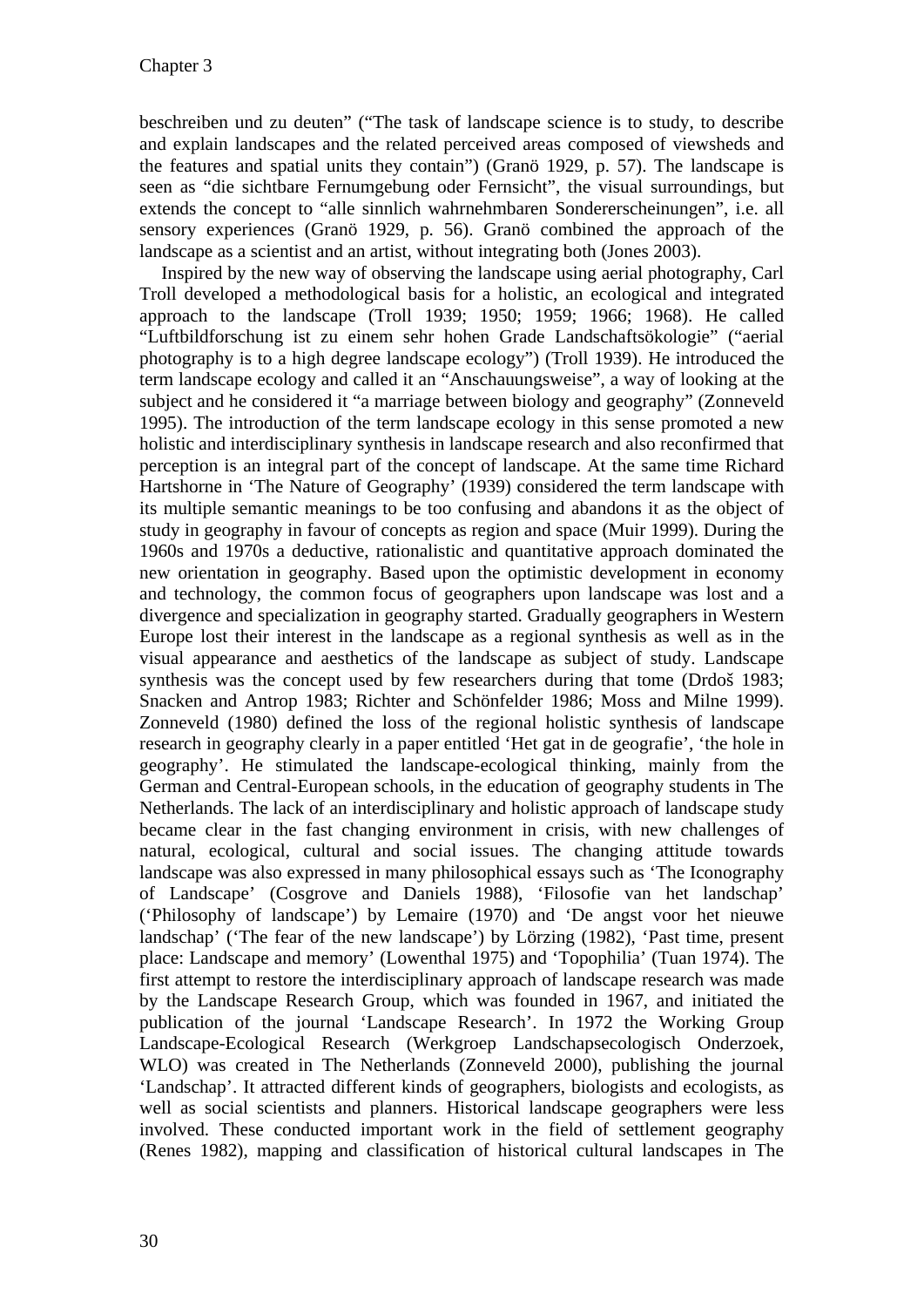beschreiben und zu deuten" ("The task of landscape science is to study, to describe and explain landscapes and the related perceived areas composed of viewsheds and the features and spatial units they contain") (Granö 1929, p. 57). The landscape is seen as "die sichtbare Fernumgebung oder Fernsicht", the visual surroundings, but extends the concept to "alle sinnlich wahrnehmbaren Sondererscheinungen", i.e. all sensory experiences (Granö 1929, p. 56). Granö combined the approach of the landscape as a scientist and an artist, without integrating both (Jones 2003).

Inspired by the new way of observing the landscape using aerial photography, Carl Troll developed a methodological basis for a holistic, an ecological and integrated approach to the landscape (Troll 1939; 1950; 1959; 1966; 1968). He called "Luftbildforschung ist zu einem sehr hohen Grade Landschaftsökologie" ("aerial photography is to a high degree landscape ecology") (Troll 1939). He introduced the term landscape ecology and called it an "Anschauungsweise", a way of looking at the subject and he considered it "a marriage between biology and geography" (Zonneveld 1995). The introduction of the term landscape ecology in this sense promoted a new holistic and interdisciplinary synthesis in landscape research and also reconfirmed that perception is an integral part of the concept of landscape. At the same time Richard Hartshorne in 'The Nature of Geography' (1939) considered the term landscape with its multiple semantic meanings to be too confusing and abandons it as the object of study in geography in favour of concepts as region and space (Muir 1999). During the 1960s and 1970s a deductive, rationalistic and quantitative approach dominated the new orientation in geography. Based upon the optimistic development in economy and technology, the common focus of geographers upon landscape was lost and a divergence and specialization in geography started. Gradually geographers in Western Europe lost their interest in the landscape as a regional synthesis as well as in the visual appearance and aesthetics of the landscape as subject of study. Landscape synthesis was the concept used by few researchers during that tome (Drdoš 1983; Snacken and Antrop 1983; Richter and Schönfelder 1986; Moss and Milne 1999). Zonneveld (1980) defined the loss of the regional holistic synthesis of landscape research in geography clearly in a paper entitled 'Het gat in de geografie', 'the hole in geography'. He stimulated the landscape-ecological thinking, mainly from the German and Central-European schools, in the education of geography students in The Netherlands. The lack of an interdisciplinary and holistic approach of landscape study became clear in the fast changing environment in crisis, with new challenges of natural, ecological, cultural and social issues. The changing attitude towards landscape was also expressed in many philosophical essays such as 'The Iconography of Landscape' (Cosgrove and Daniels 1988), 'Filosofie van het landschap' ('Philosophy of landscape') by Lemaire (1970) and 'De angst voor het nieuwe landschap' ('The fear of the new landscape') by Lörzing (1982), 'Past time, present place: Landscape and memory' (Lowenthal 1975) and 'Topophilia' (Tuan 1974). The first attempt to restore the interdisciplinary approach of landscape research was made by the Landscape Research Group, which was founded in 1967, and initiated the publication of the journal 'Landscape Research'. In 1972 the Working Group Landscape-Ecological Research (Werkgroep Landschapsecologisch Onderzoek, WLO) was created in The Netherlands (Zonneveld 2000), publishing the journal 'Landschap'. It attracted different kinds of geographers, biologists and ecologists, as well as social scientists and planners. Historical landscape geographers were less involved. These conducted important work in the field of settlement geography (Renes 1982), mapping and classification of historical cultural landscapes in The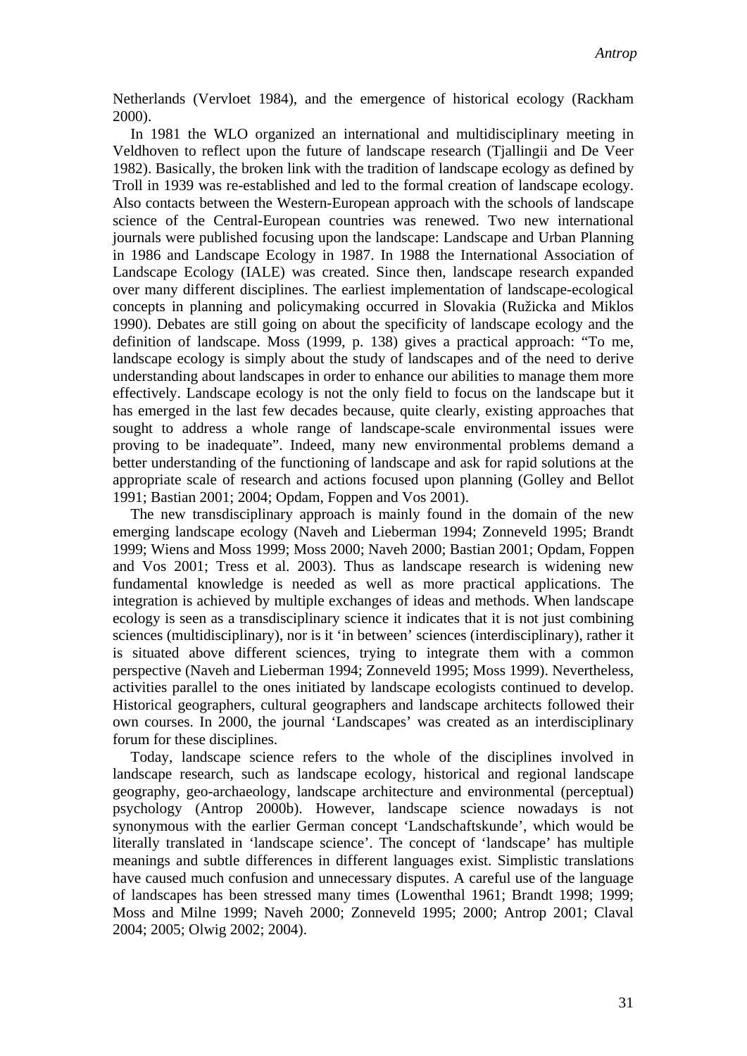Netherlands (Vervloet 1984), and the emergence of historical ecology (Rackham 2000).

In 1981 the WLO organized an international and multidisciplinary meeting in Veldhoven to reflect upon the future of landscape research (Tjallingii and De Veer 1982). Basically, the broken link with the tradition of landscape ecology as defined by Troll in 1939 was re-established and led to the formal creation of landscape ecology. Also contacts between the Western-European approach with the schools of landscape science of the Central-European countries was renewed. Two new international journals were published focusing upon the landscape: Landscape and Urban Planning in 1986 and Landscape Ecology in 1987. In 1988 the International Association of Landscape Ecology (IALE) was created. Since then, landscape research expanded over many different disciplines. The earliest implementation of landscape-ecological concepts in planning and policymaking occurred in Slovakia (Ružicka and Miklos 1990). Debates are still going on about the specificity of landscape ecology and the definition of landscape. Moss (1999, p. 138) gives a practical approach: "To me, landscape ecology is simply about the study of landscapes and of the need to derive understanding about landscapes in order to enhance our abilities to manage them more effectively. Landscape ecology is not the only field to focus on the landscape but it has emerged in the last few decades because, quite clearly, existing approaches that sought to address a whole range of landscape-scale environmental issues were proving to be inadequate". Indeed, many new environmental problems demand a better understanding of the functioning of landscape and ask for rapid solutions at the appropriate scale of research and actions focused upon planning (Golley and Bellot 1991; Bastian 2001; 2004; Opdam, Foppen and Vos 2001).

The new transdisciplinary approach is mainly found in the domain of the new emerging landscape ecology (Naveh and Lieberman 1994; Zonneveld 1995; Brandt 1999; Wiens and Moss 1999; Moss 2000; Naveh 2000; Bastian 2001; Opdam, Foppen and Vos 2001; Tress et al. 2003). Thus as landscape research is widening new fundamental knowledge is needed as well as more practical applications. The integration is achieved by multiple exchanges of ideas and methods. When landscape ecology is seen as a transdisciplinary science it indicates that it is not just combining sciences (multidisciplinary), nor is it 'in between' sciences (interdisciplinary), rather it is situated above different sciences, trying to integrate them with a common perspective (Naveh and Lieberman 1994; Zonneveld 1995; Moss 1999). Nevertheless, activities parallel to the ones initiated by landscape ecologists continued to develop. Historical geographers, cultural geographers and landscape architects followed their own courses. In 2000, the journal 'Landscapes' was created as an interdisciplinary forum for these disciplines.

Today, landscape science refers to the whole of the disciplines involved in landscape research, such as landscape ecology, historical and regional landscape geography, geo-archaeology, landscape architecture and environmental (perceptual) psychology (Antrop 2000b). However, landscape science nowadays is not synonymous with the earlier German concept 'Landschaftskunde', which would be literally translated in 'landscape science'. The concept of 'landscape' has multiple meanings and subtle differences in different languages exist. Simplistic translations have caused much confusion and unnecessary disputes. A careful use of the language of landscapes has been stressed many times (Lowenthal 1961; Brandt 1998; 1999; Moss and Milne 1999; Naveh 2000; Zonneveld 1995; 2000; Antrop 2001; Claval 2004; 2005; Olwig 2002; 2004).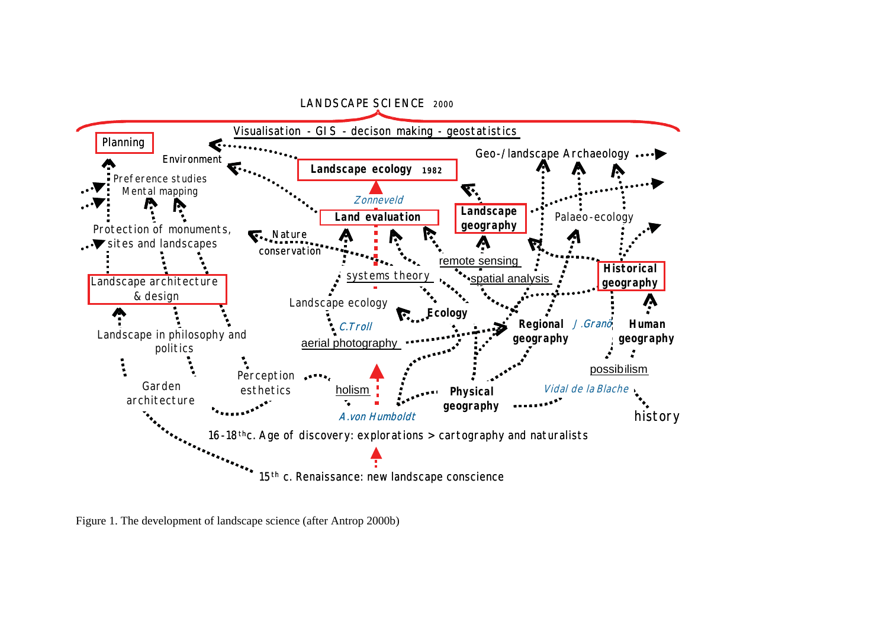LANDSCAPE SCIENCE 2000

Visualisation - GIS - decison making - geostatistics

Planning

Environment

Landscape ecology 1982

Geo-/landscape Archaeology

Preference studies
Mental mapping

*Zonneveld*

Land evaluation

Landscape geography

Palaeo-ecology

Protection of monuments, sites and landscapes

Nature conservation

remote sensing

systems theory

spatial analysis

Historical geography

Landscape architecture & design

Landscape ecology

Ecology

*C.Troll*

Regional geography

*J.Granö*

Human geography

Landscape in philosophy and politics

aerial photography

possibilism

Garden architecture

Perception esthetics

holism

Physical geography

*Vidal de la Blache*

*A.von Humboldt*

history

16-18th c. Age of discovery: explorations > cartography and naturalists

15th c. Renaissance: new landscape conscience

Figure 1. The development of landscape science (after Antrop 2000b)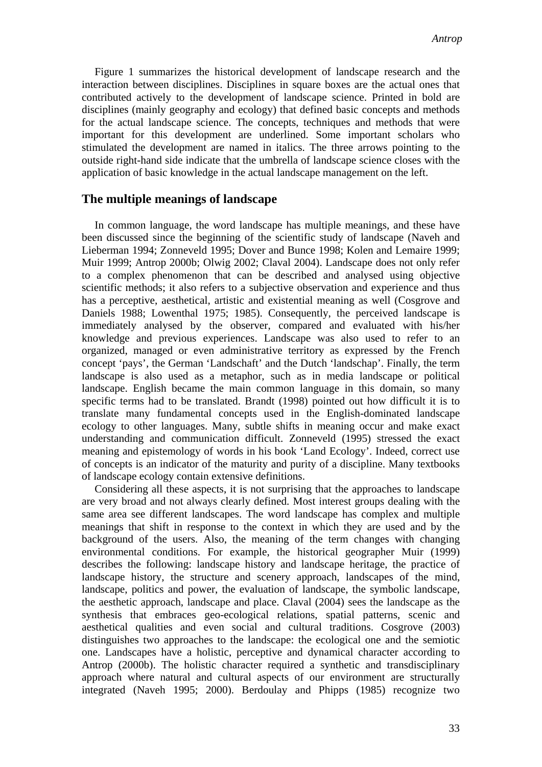Figure 1 summarizes the historical development of landscape research and the interaction between disciplines. Disciplines in square boxes are the actual ones that contributed actively to the development of landscape science. Printed in bold are disciplines (mainly geography and ecology) that defined basic concepts and methods for the actual landscape science. The concepts, techniques and methods that were important for this development are underlined. Some important scholars who stimulated the development are named in italics. The three arrows pointing to the outside right-hand side indicate that the umbrella of landscape science closes with the application of basic knowledge in the actual landscape management on the left.

## The multiple meanings of landscape

In common language, the word landscape has multiple meanings, and these have been discussed since the beginning of the scientific study of landscape (Naveh and Lieberman 1994; Zonneveld 1995; Dover and Bunce 1998; Kolen and Lemaire 1999; Muir 1999; Antrop 2000b; Olwig 2002; Claval 2004). Landscape does not only refer to a complex phenomenon that can be described and analysed using objective scientific methods; it also refers to a subjective observation and experience and thus has a perceptive, aesthetical, artistic and existential meaning as well (Cosgrove and Daniels 1988; Lowenthal 1975; 1985). Consequently, the perceived landscape is immediately analysed by the observer, compared and evaluated with his/her knowledge and previous experiences. Landscape was also used to refer to an organized, managed or even administrative territory as expressed by the French concept 'pays', the German 'Landschaft' and the Dutch 'landschap'. Finally, the term landscape is also used as a metaphor, such as in media landscape or political landscape. English became the main common language in this domain, so many specific terms had to be translated. Brandt (1998) pointed out how difficult it is to translate many fundamental concepts used in the English-dominated landscape ecology to other languages. Many, subtle shifts in meaning occur and make exact understanding and communication difficult. Zonneveld (1995) stressed the exact meaning and epistemology of words in his book 'Land Ecology'. Indeed, correct use of concepts is an indicator of the maturity and purity of a discipline. Many textbooks of landscape ecology contain extensive definitions.

Considering all these aspects, it is not surprising that the approaches to landscape are very broad and not always clearly defined. Most interest groups dealing with the same area see different landscapes. The word landscape has complex and multiple meanings that shift in response to the context in which they are used and by the background of the users. Also, the meaning of the term changes with changing environmental conditions. For example, the historical geographer Muir (1999) describes the following: landscape history and landscape heritage, the practice of landscape history, the structure and scenery approach, landscapes of the mind, landscape, politics and power, the evaluation of landscape, the symbolic landscape, the aesthetic approach, landscape and place. Claval (2004) sees the landscape as the synthesis that embraces geo-ecological relations, spatial patterns, scenic and aesthetical qualities and even social and cultural traditions. Cosgrove (2003) distinguishes two approaches to the landscape: the ecological one and the semiotic one. Landscapes have a holistic, perceptive and dynamical character according to Antrop (2000b). The holistic character required a synthetic and transdisciplinary approach where natural and cultural aspects of our environment are structurally integrated (Naveh 1995; 2000). Berdoulay and Phipps (1985) recognize two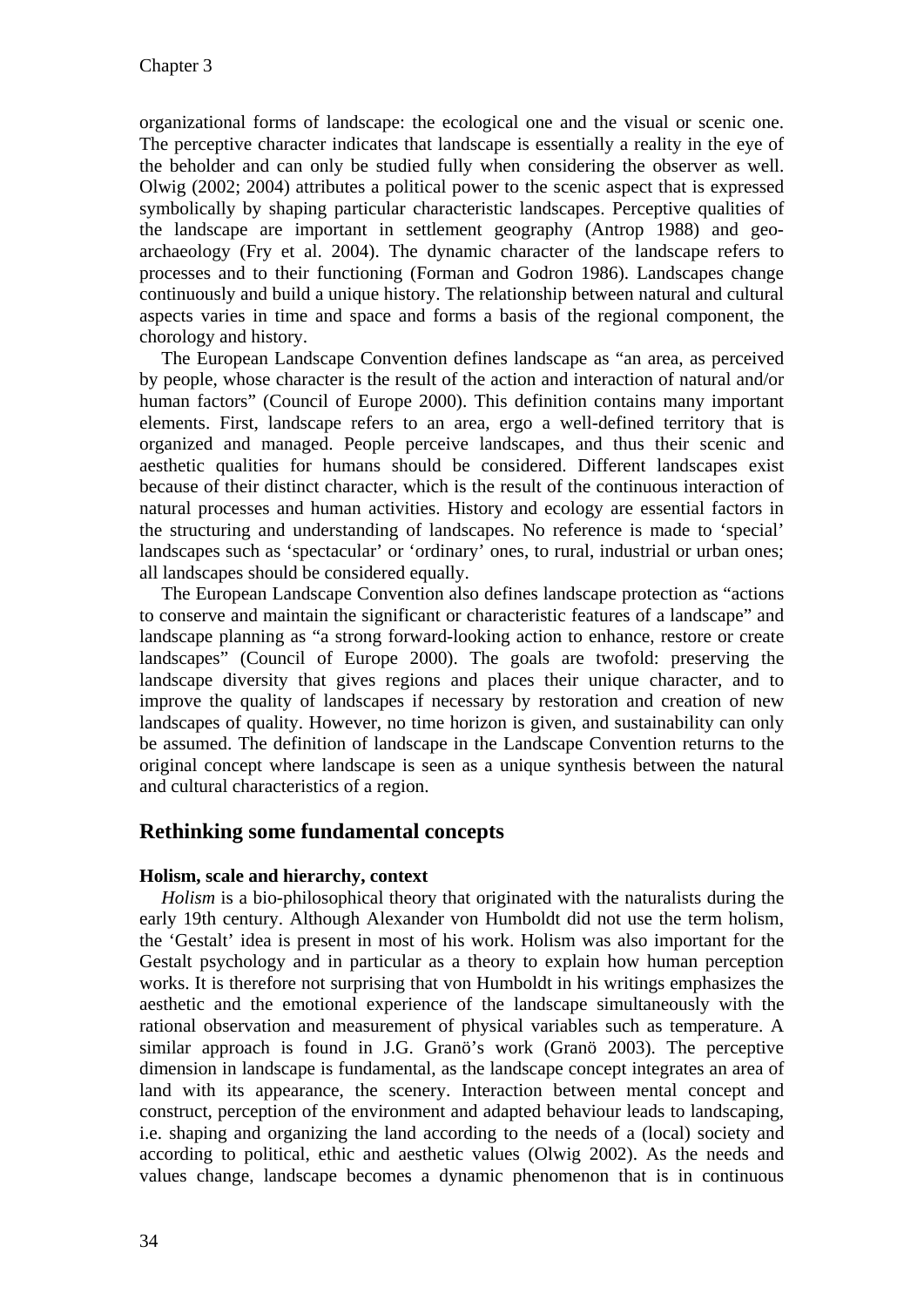organizational forms of landscape: the ecological one and the visual or scenic one. The perceptive character indicates that landscape is essentially a reality in the eye of the beholder and can only be studied fully when considering the observer as well. Olwig (2002; 2004) attributes a political power to the scenic aspect that is expressed symbolically by shaping particular characteristic landscapes. Perceptive qualities of the landscape are important in settlement geography (Antrop 1988) and geo-archaeology (Fry et al. 2004). The dynamic character of the landscape refers to processes and to their functioning (Forman and Godron 1986). Landscapes change continuously and build a unique history. The relationship between natural and cultural aspects varies in time and space and forms a basis of the regional component, the chorology and history.

The European Landscape Convention defines landscape as "an area, as perceived by people, whose character is the result of the action and interaction of natural and/or human factors" (Council of Europe 2000). This definition contains many important elements. First, landscape refers to an area, ergo a well-defined territory that is organized and managed. People perceive landscapes, and thus their scenic and aesthetic qualities for humans should be considered. Different landscapes exist because of their distinct character, which is the result of the continuous interaction of natural processes and human activities. History and ecology are essential factors in the structuring and understanding of landscapes. No reference is made to 'special' landscapes such as 'spectacular' or 'ordinary' ones, to rural, industrial or urban ones; all landscapes should be considered equally.

The European Landscape Convention also defines landscape protection as "actions to conserve and maintain the significant or characteristic features of a landscape" and landscape planning as "a strong forward-looking action to enhance, restore or create landscapes" (Council of Europe 2000). The goals are twofold: preserving the landscape diversity that gives regions and places their unique character, and to improve the quality of landscapes if necessary by restoration and creation of new landscapes of quality. However, no time horizon is given, and sustainability can only be assumed. The definition of landscape in the Landscape Convention returns to the original concept where landscape is seen as a unique synthesis between the natural and cultural characteristics of a region.

## Rethinking some fundamental concepts

### Holism, scale and hierarchy, context

*Holism* is a bio-philosophical theory that originated with the naturalists during the early 19th century. Although Alexander von Humboldt did not use the term holism, the 'Gestalt' idea is present in most of his work. Holism was also important for the Gestalt psychology and in particular as a theory to explain how human perception works. It is therefore not surprising that von Humboldt in his writings emphasizes the aesthetic and the emotional experience of the landscape simultaneously with the rational observation and measurement of physical variables such as temperature. A similar approach is found in J.G. Granö's work (Granö 2003). The perceptive dimension in landscape is fundamental, as the landscape concept integrates an area of land with its appearance, the scenery. Interaction between mental concept and construct, perception of the environment and adapted behaviour leads to landscaping, i.e. shaping and organizing the land according to the needs of a (local) society and according to political, ethic and aesthetic values (Olwig 2002). As the needs and values change, landscape becomes a dynamic phenomenon that is in continuous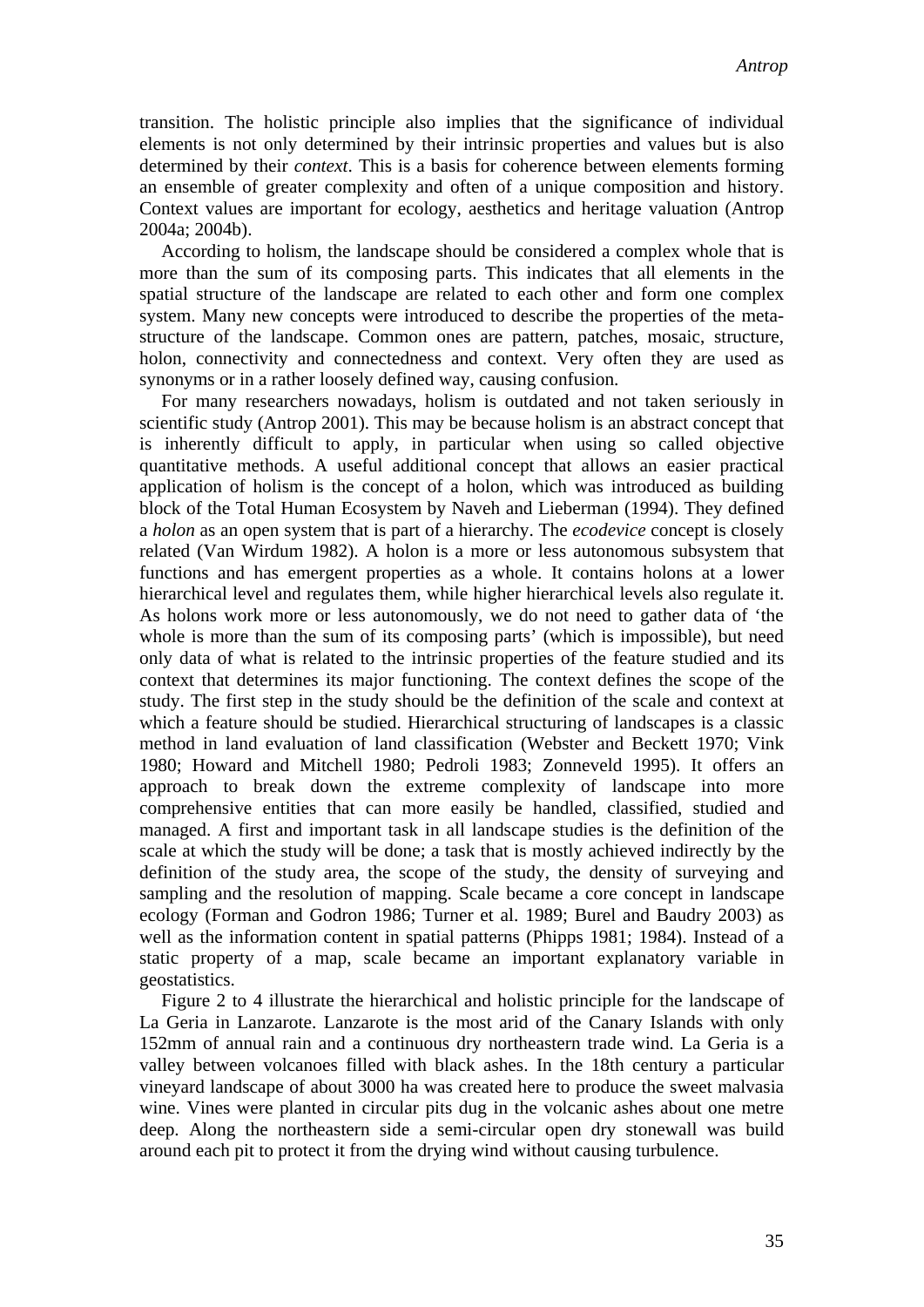transition. The holistic principle also implies that the significance of individual elements is not only determined by their intrinsic properties and values but is also determined by their *context*. This is a basis for coherence between elements forming an ensemble of greater complexity and often of a unique composition and history. Context values are important for ecology, aesthetics and heritage valuation (Antrop 2004a; 2004b).

According to holism, the landscape should be considered a complex whole that is more than the sum of its composing parts. This indicates that all elements in the spatial structure of the landscape are related to each other and form one complex system. Many new concepts were introduced to describe the properties of the meta-structure of the landscape. Common ones are pattern, patches, mosaic, structure, holon, connectivity and connectedness and context. Very often they are used as synonyms or in a rather loosely defined way, causing confusion.

For many researchers nowadays, holism is outdated and not taken seriously in scientific study (Antrop 2001). This may be because holism is an abstract concept that is inherently difficult to apply, in particular when using so called objective quantitative methods. A useful additional concept that allows an easier practical application of holism is the concept of a holon, which was introduced as building block of the Total Human Ecosystem by Naveh and Lieberman (1994). They defined a *holon* as an open system that is part of a hierarchy. The *ecodevice* concept is closely related (Van Wirdum 1982). A holon is a more or less autonomous subsystem that functions and has emergent properties as a whole. It contains holons at a lower hierarchical level and regulates them, while higher hierarchical levels also regulate it. As holons work more or less autonomously, we do not need to gather data of 'the whole is more than the sum of its composing parts' (which is impossible), but need only data of what is related to the intrinsic properties of the feature studied and its context that determines its major functioning. The context defines the scope of the study. The first step in the study should be the definition of the scale and context at which a feature should be studied. Hierarchical structuring of landscapes is a classic method in land evaluation of land classification (Webster and Beckett 1970; Vink 1980; Howard and Mitchell 1980; Pedroli 1983; Zonneveld 1995). It offers an approach to break down the extreme complexity of landscape into more comprehensive entities that can more easily be handled, classified, studied and managed. A first and important task in all landscape studies is the definition of the scale at which the study will be done; a task that is mostly achieved indirectly by the definition of the study area, the scope of the study, the density of surveying and sampling and the resolution of mapping. Scale became a core concept in landscape ecology (Forman and Godron 1986; Turner et al. 1989; Burel and Baudry 2003) as well as the information content in spatial patterns (Phipps 1981; 1984). Instead of a static property of a map, scale became an important explanatory variable in geostatistics.

Figure 2 to 4 illustrate the hierarchical and holistic principle for the landscape of La Geria in Lanzarote. Lanzarote is the most arid of the Canary Islands with only 152mm of annual rain and a continuous dry northeastern trade wind. La Geria is a valley between volcanoes filled with black ashes. In the 18th century a particular vineyard landscape of about 3000 ha was created here to produce the sweet malvasia wine. Vines were planted in circular pits dug in the volcanic ashes about one metre deep. Along the northeastern side a semi-circular open dry stonewall was build around each pit to protect it from the drying wind without causing turbulence.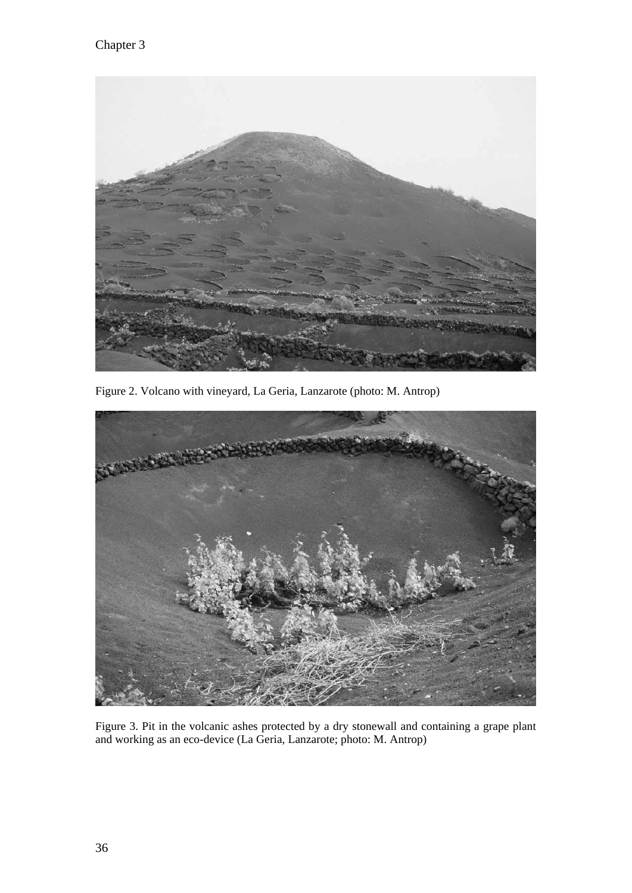Figure 2. Volcano with vineyard, La Geria, Lanzarote (photo: M. Antrop)

Figure 3. Pit in the volcanic ashes protected by a dry stonewall and containing a grape plant and working as an eco-device (La Geria, Lanzarote; photo: M. Antrop)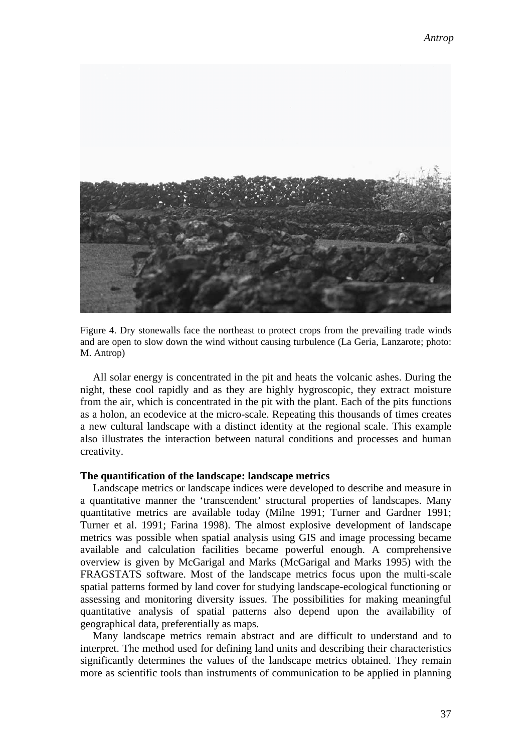Figure 4. Dry stonewalls face the northeast to protect crops from the prevailing trade winds and are open to slow down the wind without causing turbulence (La Geria, Lanzarote; photo: M. Antrop)

All solar energy is concentrated in the pit and heats the volcanic ashes. During the night, these cool rapidly and as they are highly hygroscopic, they extract moisture from the air, which is concentrated in the pit with the plant. Each of the pits functions as a holon, an ecodevice at the micro-scale. Repeating this thousands of times creates a new cultural landscape with a distinct identity at the regional scale. This example also illustrates the interaction between natural conditions and processes and human creativity.

**The quantification of the landscape: landscape metrics**

Landscape metrics or landscape indices were developed to describe and measure in a quantitative manner the 'transcendent' structural properties of landscapes. Many quantitative metrics are available today (Milne 1991; Turner and Gardner 1991; Turner et al. 1991; Farina 1998). The almost explosive development of landscape metrics was possible when spatial analysis using GIS and image processing became available and calculation facilities became powerful enough. A comprehensive overview is given by McGarigal and Marks (McGarigal and Marks 1995) with the FRAGSTATS software. Most of the landscape metrics focus upon the multi-scale spatial patterns formed by land cover for studying landscape-ecological functioning or assessing and monitoring diversity issues. The possibilities for making meaningful quantitative analysis of spatial patterns also depend upon the availability of geographical data, preferentially as maps.

Many landscape metrics remain abstract and are difficult to understand and to interpret. The method used for defining land units and describing their characteristics significantly determines the values of the landscape metrics obtained. They remain more as scientific tools than instruments of communication to be applied in planning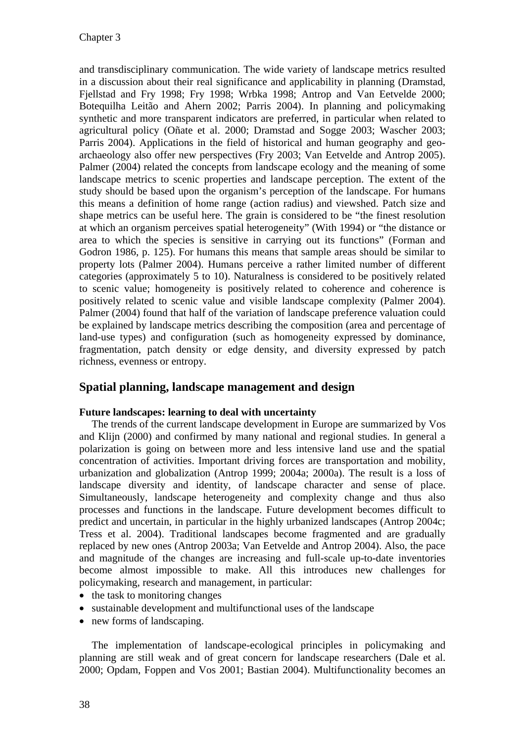and transdisciplinary communication. The wide variety of landscape metrics resulted in a discussion about their real significance and applicability in planning (Dramstad, Fjellstad and Fry 1998; Fry 1998; Wrbka 1998; Antrop and Van Eetvelde 2000; Botequilha Leitão and Ahern 2002; Parris 2004). In planning and policymaking synthetic and more transparent indicators are preferred, in particular when related to agricultural policy (Oñate et al. 2000; Dramstad and Sogge 2003; Wascher 2003; Parris 2004). Applications in the field of historical and human geography and geo-archaeology also offer new perspectives (Fry 2003; Van Eetvelde and Antrop 2005). Palmer (2004) related the concepts from landscape ecology and the meaning of some landscape metrics to scenic properties and landscape perception. The extent of the study should be based upon the organism's perception of the landscape. For humans this means a definition of home range (action radius) and viewshed. Patch size and shape metrics can be useful here. The grain is considered to be "the finest resolution at which an organism perceives spatial heterogeneity" (With 1994) or "the distance or area to which the species is sensitive in carrying out its functions" (Forman and Godron 1986, p. 125). For humans this means that sample areas should be similar to property lots (Palmer 2004). Humans perceive a rather limited number of different categories (approximately 5 to 10). Naturalness is considered to be positively related to scenic value; homogeneity is positively related to coherence and coherence is positively related to scenic value and visible landscape complexity (Palmer 2004). Palmer (2004) found that half of the variation of landscape preference valuation could be explained by landscape metrics describing the composition (area and percentage of land-use types) and configuration (such as homogeneity expressed by dominance, fragmentation, patch density or edge density, and diversity expressed by patch richness, evenness or entropy.

## Spatial planning, landscape management and design

**Future landscapes: learning to deal with uncertainty**

The trends of the current landscape development in Europe are summarized by Vos and Klijn (2000) and confirmed by many national and regional studies. In general a polarization is going on between more and less intensive land use and the spatial concentration of activities. Important driving forces are transportation and mobility, urbanization and globalization (Antrop 1999; 2004a; 2000a). The result is a loss of landscape diversity and identity, of landscape character and sense of place. Simultaneously, landscape heterogeneity and complexity change and thus also processes and functions in the landscape. Future development becomes difficult to predict and uncertain, in particular in the highly urbanized landscapes (Antrop 2004c; Tress et al. 2004). Traditional landscapes become fragmented and are gradually replaced by new ones (Antrop 2003a; Van Eetvelde and Antrop 2004). Also, the pace and magnitude of the changes are increasing and full-scale up-to-date inventories become almost impossible to make. All this introduces new challenges for policymaking, research and management, in particular:

- the task to monitoring changes
- sustainable development and multifunctional uses of the landscape
- new forms of landscaping.

The implementation of landscape-ecological principles in policymaking and planning are still weak and of great concern for landscape researchers (Dale et al. 2000; Opdam, Foppen and Vos 2001; Bastian 2004). Multifunctionality becomes an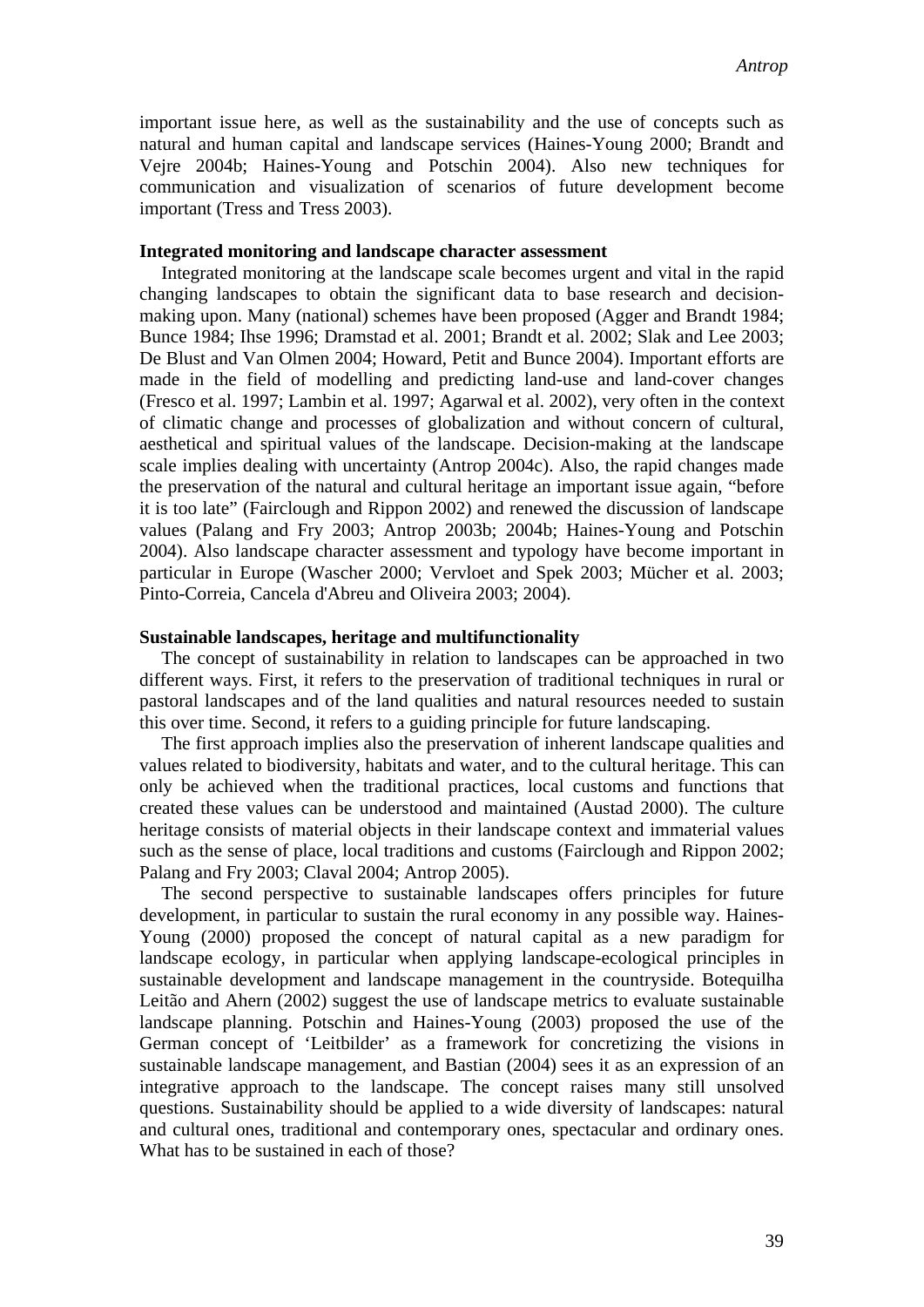important issue here, as well as the sustainability and the use of concepts such as natural and human capital and landscape services (Haines-Young 2000; Brandt and Vejre 2004b; Haines-Young and Potschin 2004). Also new techniques for communication and visualization of scenarios of future development become important (Tress and Tress 2003).

**Integrated monitoring and landscape character assessment**

Integrated monitoring at the landscape scale becomes urgent and vital in the rapid changing landscapes to obtain the significant data to base research and decision-making upon. Many (national) schemes have been proposed (Agger and Brandt 1984; Bunce 1984; Ihse 1996; Dramstad et al. 2001; Brandt et al. 2002; Slak and Lee 2003; De Blust and Van Olmen 2004; Howard, Petit and Bunce 2004). Important efforts are made in the field of modelling and predicting land-use and land-cover changes (Fresco et al. 1997; Lambin et al. 1997; Agarwal et al. 2002), very often in the context of climatic change and processes of globalization and without concern of cultural, aesthetical and spiritual values of the landscape. Decision-making at the landscape scale implies dealing with uncertainty (Antrop 2004c). Also, the rapid changes made the preservation of the natural and cultural heritage an important issue again, "before it is too late" (Fairclough and Rippon 2002) and renewed the discussion of landscape values (Palang and Fry 2003; Antrop 2003b; 2004b; Haines-Young and Potschin 2004). Also landscape character assessment and typology have become important in particular in Europe (Wascher 2000; Vervloet and Spek 2003; Mücher et al. 2003; Pinto-Correia, Cancela d'Abreu and Oliveira 2003; 2004).

**Sustainable landscapes, heritage and multifunctionality**

The concept of sustainability in relation to landscapes can be approached in two different ways. First, it refers to the preservation of traditional techniques in rural or pastoral landscapes and of the land qualities and natural resources needed to sustain this over time. Second, it refers to a guiding principle for future landscaping.

The first approach implies also the preservation of inherent landscape qualities and values related to biodiversity, habitats and water, and to the cultural heritage. This can only be achieved when the traditional practices, local customs and functions that created these values can be understood and maintained (Austad 2000). The culture heritage consists of material objects in their landscape context and immaterial values such as the sense of place, local traditions and customs (Fairclough and Rippon 2002; Palang and Fry 2003; Claval 2004; Antrop 2005).

The second perspective to sustainable landscapes offers principles for future development, in particular to sustain the rural economy in any possible way. Haines-Young (2000) proposed the concept of natural capital as a new paradigm for landscape ecology, in particular when applying landscape-ecological principles in sustainable development and landscape management in the countryside. Botequilha Leitão and Ahern (2002) suggest the use of landscape metrics to evaluate sustainable landscape planning. Potschin and Haines-Young (2003) proposed the use of the German concept of 'Leitbilder' as a framework for concretizing the visions in sustainable landscape management, and Bastian (2004) sees it as an expression of an integrative approach to the landscape. The concept raises many still unsolved questions. Sustainability should be applied to a wide diversity of landscapes: natural and cultural ones, traditional and contemporary ones, spectacular and ordinary ones. What has to be sustained in each of those?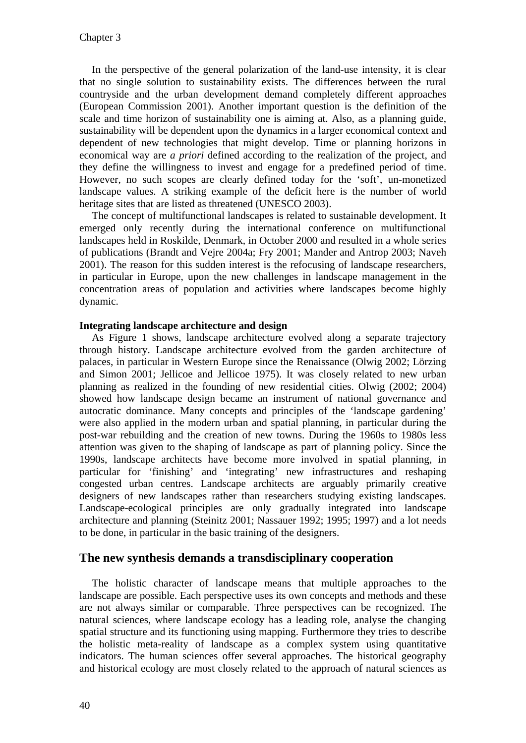In the perspective of the general polarization of the land-use intensity, it is clear that no single solution to sustainability exists. The differences between the rural countryside and the urban development demand completely different approaches (European Commission 2001). Another important question is the definition of the scale and time horizon of sustainability one is aiming at. Also, as a planning guide, sustainability will be dependent upon the dynamics in a larger economical context and dependent of new technologies that might develop. Time or planning horizons in economical way are *a priori* defined according to the realization of the project, and they define the willingness to invest and engage for a predefined period of time. However, no such scopes are clearly defined today for the 'soft', un-monetized landscape values. A striking example of the deficit here is the number of world heritage sites that are listed as threatened (UNESCO 2003).

The concept of multifunctional landscapes is related to sustainable development. It emerged only recently during the international conference on multifunctional landscapes held in Roskilde, Denmark, in October 2000 and resulted in a whole series of publications (Brandt and Vejre 2004a; Fry 2001; Mander and Antrop 2003; Naveh 2001). The reason for this sudden interest is the refocusing of landscape researchers, in particular in Europe, upon the new challenges in landscape management in the concentration areas of population and activities where landscapes become highly dynamic.

**Integrating landscape architecture and design**

As Figure 1 shows, landscape architecture evolved along a separate trajectory through history. Landscape architecture evolved from the garden architecture of palaces, in particular in Western Europe since the Renaissance (Olwig 2002; Lörzing and Simon 2001; Jellicoe and Jellicoe 1975). It was closely related to new urban planning as realized in the founding of new residential cities. Olwig (2002; 2004) showed how landscape design became an instrument of national governance and autocratic dominance. Many concepts and principles of the 'landscape gardening' were also applied in the modern urban and spatial planning, in particular during the post-war rebuilding and the creation of new towns. During the 1960s to 1980s less attention was given to the shaping of landscape as part of planning policy. Since the 1990s, landscape architects have become more involved in spatial planning, in particular for 'finishing' and 'integrating' new infrastructures and reshaping congested urban centres. Landscape architects are arguably primarily creative designers of new landscapes rather than researchers studying existing landscapes. Landscape-ecological principles are only gradually integrated into landscape architecture and planning (Steinitz 2001; Nassauer 1992; 1995; 1997) and a lot needs to be done, in particular in the basic training of the designers.

## The new synthesis demands a transdisciplinary cooperation

The holistic character of landscape means that multiple approaches to the landscape are possible. Each perspective uses its own concepts and methods and these are not always similar or comparable. Three perspectives can be recognized. The natural sciences, where landscape ecology has a leading role, analyse the changing spatial structure and its functioning using mapping. Furthermore they tries to describe the holistic meta-reality of landscape as a complex system using quantitative indicators. The human sciences offer several approaches. The historical geography and historical ecology are most closely related to the approach of natural sciences as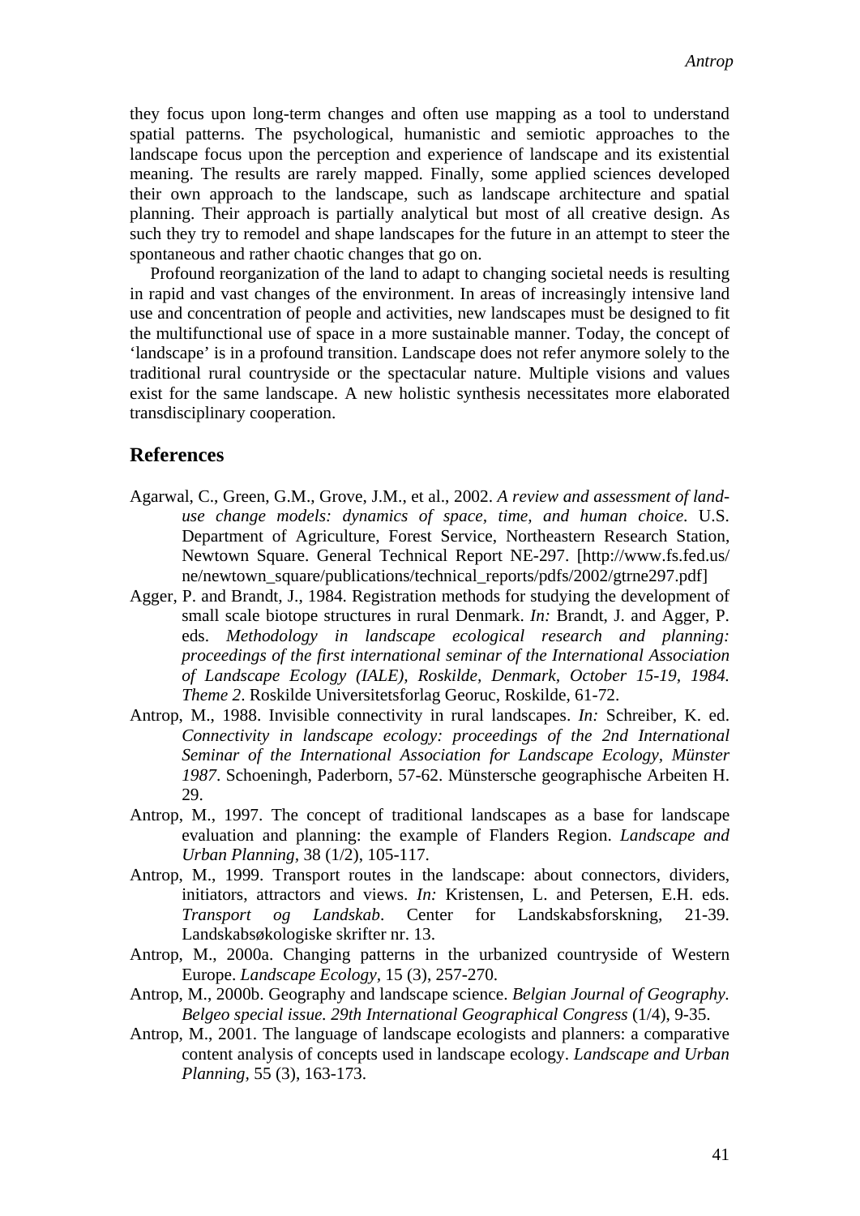they focus upon long-term changes and often use mapping as a tool to understand spatial patterns. The psychological, humanistic and semiotic approaches to the landscape focus upon the perception and experience of landscape and its existential meaning. The results are rarely mapped. Finally, some applied sciences developed their own approach to the landscape, such as landscape architecture and spatial planning. Their approach is partially analytical but most of all creative design. As such they try to remodel and shape landscapes for the future in an attempt to steer the spontaneous and rather chaotic changes that go on.

Profound reorganization of the land to adapt to changing societal needs is resulting in rapid and vast changes of the environment. In areas of increasingly intensive land use and concentration of people and activities, new landscapes must be designed to fit the multifunctional use of space in a more sustainable manner. Today, the concept of 'landscape' is in a profound transition. Landscape does not refer anymore solely to the traditional rural countryside or the spectacular nature. Multiple visions and values exist for the same landscape. A new holistic synthesis necessitates more elaborated transdisciplinary cooperation.

## References

Agarwal, C., Green, G.M., Grove, J.M., et al., 2002. *A review and assessment of land-use change models: dynamics of space, time, and human choice*. U.S. Department of Agriculture, Forest Service, Northeastern Research Station, Newtown Square. General Technical Report NE-297. [http://www.fs.fed.us/ne/newtown_square/publications/technical_reports/pdfs/2002/gtrne297.pdf]

Agger, P. and Brandt, J., 1984. Registration methods for studying the development of small scale biotope structures in rural Denmark. *In:* Brandt, J. and Agger, P. eds. *Methodology in landscape ecological research and planning: proceedings of the first international seminar of the International Association of Landscape Ecology (IALE), Roskilde, Denmark, October 15-19, 1984. Theme 2*. Roskilde Universitetsforlag Georuc, Roskilde, 61-72.

Antrop, M., 1988. Invisible connectivity in rural landscapes. *In:* Schreiber, K. ed. *Connectivity in landscape ecology: proceedings of the 2nd International Seminar of the International Association for Landscape Ecology, Münster 1987*. Schoeningh, Paderborn, 57-62. Münstersche geographische Arbeiten H. 29.

Antrop, M., 1997. The concept of traditional landscapes as a base for landscape evaluation and planning: the example of Flanders Region. *Landscape and Urban Planning,* 38 (1/2), 105-117.

Antrop, M., 1999. Transport routes in the landscape: about connectors, dividers, initiators, attractors and views. *In:* Kristensen, L. and Petersen, E.H. eds. *Transport og Landskab*. Center for Landskabsforskning, 21-39. Landskabsøkologiske skrifter nr. 13.

Antrop, M., 2000a. Changing patterns in the urbanized countryside of Western Europe. *Landscape Ecology,* 15 (3), 257-270.

Antrop, M., 2000b. Geography and landscape science. *Belgian Journal of Geography. Belgeo special issue. 29th International Geographical Congress* (1/4), 9-35.

Antrop, M., 2001. The language of landscape ecologists and planners: a comparative content analysis of concepts used in landscape ecology. *Landscape and Urban Planning,* 55 (3), 163-173.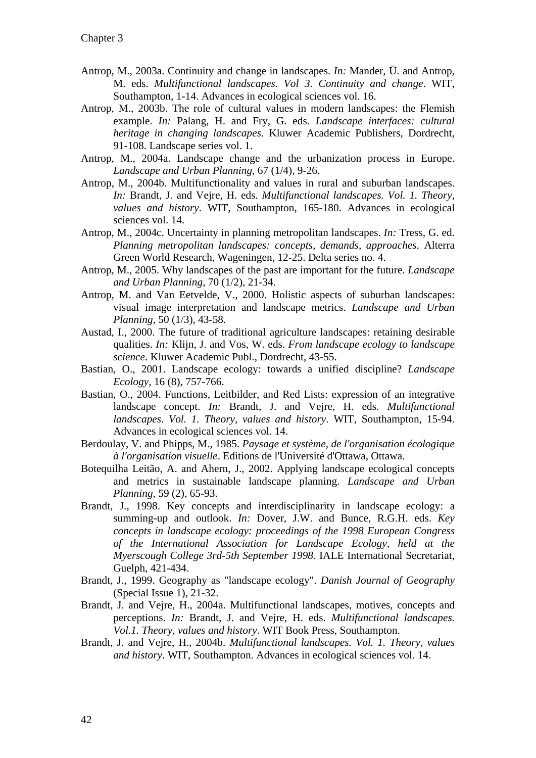Antrop, M., 2003a. Continuity and change in landscapes. *In:* Mander, Ü. and Antrop, M. eds. *Multifunctional landscapes. Vol 3. Continuity and change*. WIT, Southampton, 1-14. Advances in ecological sciences vol. 16.

Antrop, M., 2003b. The role of cultural values in modern landscapes: the Flemish example. *In:* Palang, H. and Fry, G. eds. *Landscape interfaces: cultural heritage in changing landscapes*. Kluwer Academic Publishers, Dordrecht, 91-108. Landscape series vol. 1.

Antrop, M., 2004a. Landscape change and the urbanization process in Europe. *Landscape and Urban Planning*, 67 (1/4), 9-26.

Antrop, M., 2004b. Multifunctionality and values in rural and suburban landscapes. *In:* Brandt, J. and Vejre, H. eds. *Multifunctional landscapes. Vol. 1. Theory, values and history*. WIT, Southampton, 165-180. Advances in ecological sciences vol. 14.

Antrop, M., 2004c. Uncertainty in planning metropolitan landscapes. *In:* Tress, G. ed. *Planning metropolitan landscapes: concepts, demands, approaches*. Alterra Green World Research, Wageningen, 12-25. Delta series no. 4.

Antrop, M., 2005. Why landscapes of the past are important for the future. *Landscape and Urban Planning*, 70 (1/2), 21-34.

Antrop, M. and Van Eetvelde, V., 2000. Holistic aspects of suburban landscapes: visual image interpretation and landscape metrics. *Landscape and Urban Planning*, 50 (1/3), 43-58.

Austad, I., 2000. The future of traditional agriculture landscapes: retaining desirable qualities. *In:* Klijn, J. and Vos, W. eds. *From landscape ecology to landscape science*. Kluwer Academic Publ., Dordrecht, 43-55.

Bastian, O., 2001. Landscape ecology: towards a unified discipline? *Landscape Ecology*, 16 (8), 757-766.

Bastian, O., 2004. Functions, Leitbilder, and Red Lists: expression of an integrative landscape concept. *In:* Brandt, J. and Vejre, H. eds. *Multifunctional landscapes. Vol. 1. Theory, values and history*. WIT, Southampton, 15-94. Advances in ecological sciences vol. 14.

Berdoulay, V. and Phipps, M., 1985. *Paysage et système, de l'organisation écologique à l'organisation visuelle*. Editions de l'Université d'Ottawa, Ottawa.

Botequilha Leitão, A. and Ahern, J., 2002. Applying landscape ecological concepts and metrics in sustainable landscape planning. *Landscape and Urban Planning*, 59 (2), 65-93.

Brandt, J., 1998. Key concepts and interdisciplinarity in landscape ecology: a summing-up and outlook. *In:* Dover, J.W. and Bunce, R.G.H. eds. *Key concepts in landscape ecology: proceedings of the 1998 European Congress of the International Association for Landscape Ecology, held at the Myerscough College 3rd-5th September 1998*. IALE International Secretariat, Guelph, 421-434.

Brandt, J., 1999. Geography as "landscape ecology". *Danish Journal of Geography* (Special Issue 1), 21-32.

Brandt, J. and Vejre, H., 2004a. Multifunctional landscapes, motives, concepts and perceptions. *In:* Brandt, J. and Vejre, H. eds. *Multifunctional landscapes. Vol.1. Theory, values and history*. WIT Book Press, Southampton.

Brandt, J. and Vejre, H., 2004b. *Multifunctional landscapes. Vol. 1. Theory, values and history*. WIT, Southampton. Advances in ecological sciences vol. 14.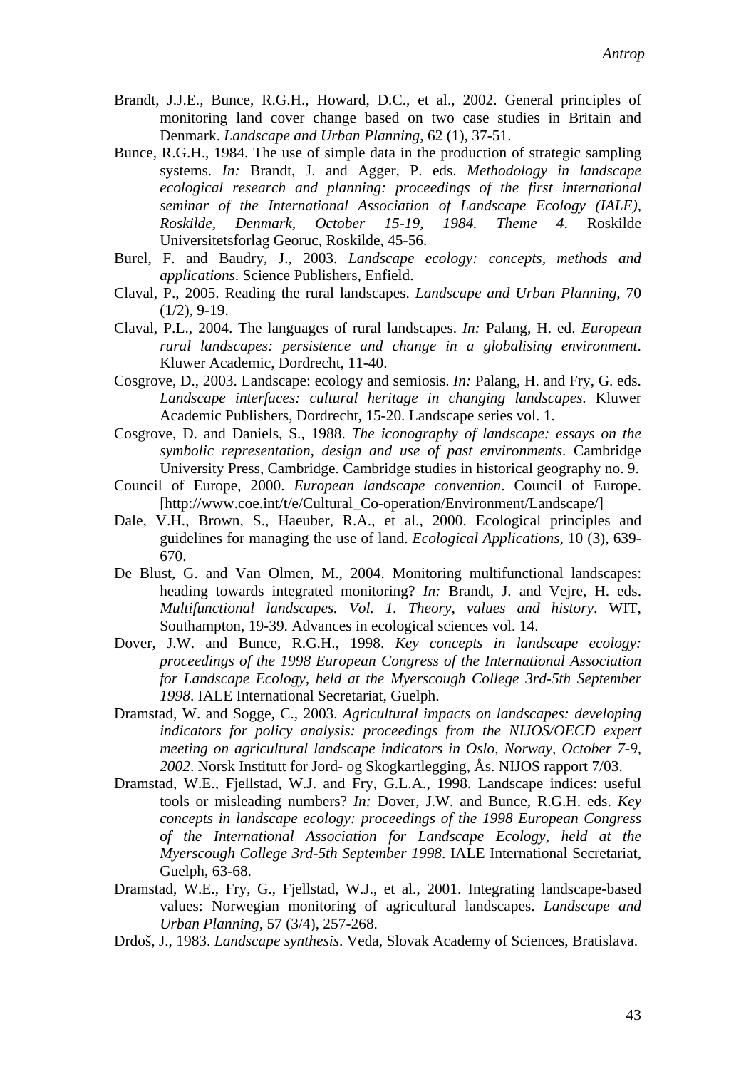Brandt, J.J.E., Bunce, R.G.H., Howard, D.C., et al., 2002. General principles of monitoring land cover change based on two case studies in Britain and Denmark. *Landscape and Urban Planning,* 62 (1), 37-51.

Bunce, R.G.H., 1984. The use of simple data in the production of strategic sampling systems. *In:* Brandt, J. and Agger, P. eds. *Methodology in landscape ecological research and planning: proceedings of the first international seminar of the International Association of Landscape Ecology (IALE), Roskilde, Denmark, October 15-19, 1984. Theme 4*. Roskilde Universitetsforlag Georuc, Roskilde, 45-56.

Burel, F. and Baudry, J., 2003. *Landscape ecology: concepts, methods and applications*. Science Publishers, Enfield.

Claval, P., 2005. Reading the rural landscapes. *Landscape and Urban Planning,* 70 (1/2), 9-19.

Claval, P.L., 2004. The languages of rural landscapes. *In:* Palang, H. ed. *European rural landscapes: persistence and change in a globalising environment*. Kluwer Academic, Dordrecht, 11-40.

Cosgrove, D., 2003. Landscape: ecology and semiosis. *In:* Palang, H. and Fry, G. eds. *Landscape interfaces: cultural heritage in changing landscapes*. Kluwer Academic Publishers, Dordrecht, 15-20. Landscape series vol. 1.

Cosgrove, D. and Daniels, S., 1988. *The iconography of landscape: essays on the symbolic representation, design and use of past environments*. Cambridge University Press, Cambridge. Cambridge studies in historical geography no. 9.

Council of Europe, 2000. *European landscape convention*. Council of Europe. [http://www.coe.int/t/e/Cultural_Co-operation/Environment/Landscape/]

Dale, V.H., Brown, S., Haeuber, R.A., et al., 2000. Ecological principles and guidelines for managing the use of land. *Ecological Applications,* 10 (3), 639-670.

De Blust, G. and Van Olmen, M., 2004. Monitoring multifunctional landscapes: heading towards integrated monitoring? *In:* Brandt, J. and Vejre, H. eds. *Multifunctional landscapes. Vol. 1. Theory, values and history*. WIT, Southampton, 19-39. Advances in ecological sciences vol. 14.

Dover, J.W. and Bunce, R.G.H., 1998. *Key concepts in landscape ecology: proceedings of the 1998 European Congress of the International Association for Landscape Ecology, held at the Myerscough College 3rd-5th September 1998*. IALE International Secretariat, Guelph.

Dramstad, W. and Sogge, C., 2003. *Agricultural impacts on landscapes: developing indicators for policy analysis: proceedings from the NIJOS/OECD expert meeting on agricultural landscape indicators in Oslo, Norway, October 7-9, 2002*. Norsk Institutt for Jord- og Skogkartlegging, Ås. NIJOS rapport 7/03.

Dramstad, W.E., Fjellstad, W.J. and Fry, G.L.A., 1998. Landscape indices: useful tools or misleading numbers? *In:* Dover, J.W. and Bunce, R.G.H. eds. *Key concepts in landscape ecology: proceedings of the 1998 European Congress of the International Association for Landscape Ecology, held at the Myerscough College 3rd-5th September 1998*. IALE International Secretariat, Guelph, 63-68.

Dramstad, W.E., Fry, G., Fjellstad, W.J., et al., 2001. Integrating landscape-based values: Norwegian monitoring of agricultural landscapes. *Landscape and Urban Planning,* 57 (3/4), 257-268.

Drdoš, J., 1983. *Landscape synthesis*. Veda, Slovak Academy of Sciences, Bratislava.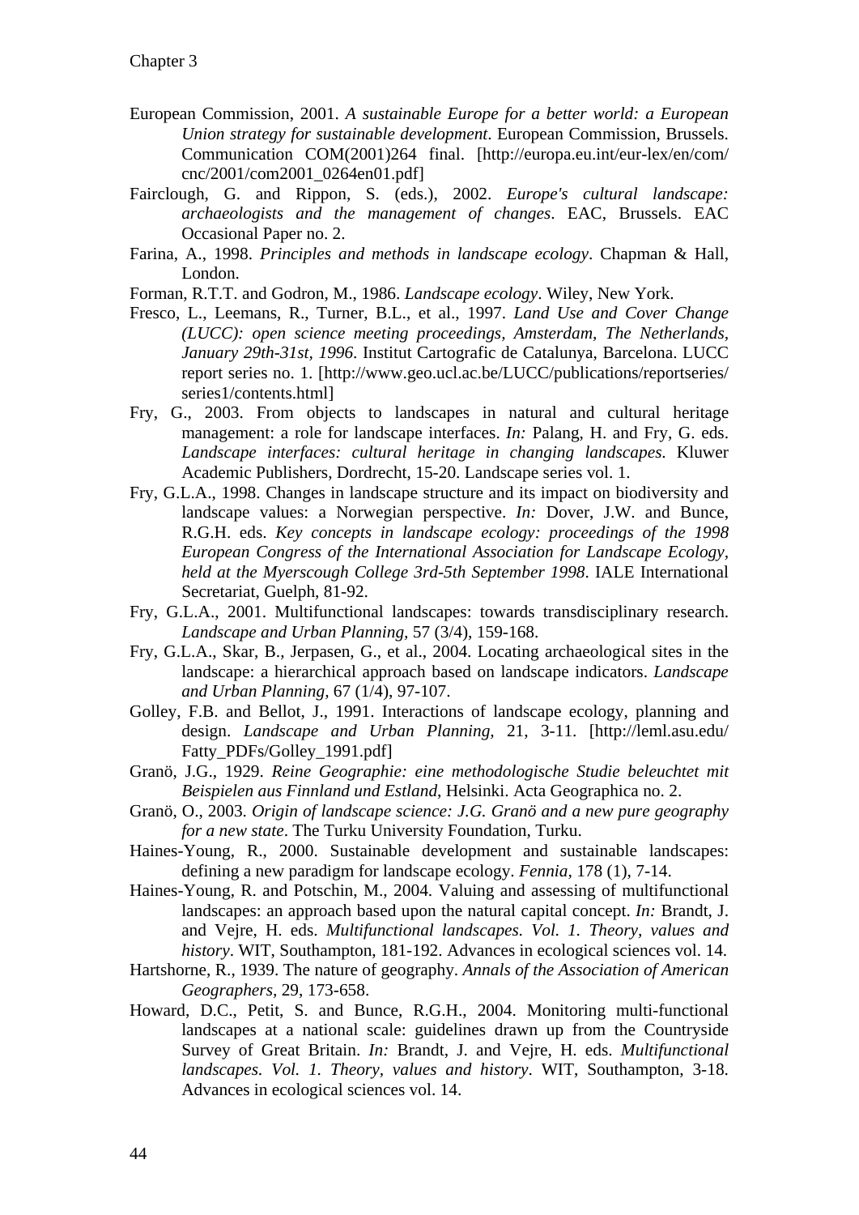European Commission, 2001. *A sustainable Europe for a better world: a European Union strategy for sustainable development*. European Commission, Brussels. Communication COM(2001)264 final. [http://europa.eu.int/eur-lex/en/com/cnc/2001/com2001_0264en01.pdf]

Fairclough, G. and Rippon, S. (eds.), 2002. *Europe's cultural landscape: archaeologists and the management of changes*. EAC, Brussels. EAC Occasional Paper no. 2.

Farina, A., 1998. *Principles and methods in landscape ecology*. Chapman & Hall, London.

Forman, R.T.T. and Godron, M., 1986. *Landscape ecology*. Wiley, New York.

Fresco, L., Leemans, R., Turner, B.L., et al., 1997. *Land Use and Cover Change (LUCC): open science meeting proceedings, Amsterdam, The Netherlands, January 29th-31st, 1996*. Institut Cartografic de Catalunya, Barcelona. LUCC report series no. 1. [http://www.geo.ucl.ac.be/LUCC/publications/reportseries/series1/contents.html]

Fry, G., 2003. From objects to landscapes in natural and cultural heritage management: a role for landscape interfaces. *In:* Palang, H. and Fry, G. eds. *Landscape interfaces: cultural heritage in changing landscapes*. Kluwer Academic Publishers, Dordrecht, 15-20. Landscape series vol. 1.

Fry, G.L.A., 1998. Changes in landscape structure and its impact on biodiversity and landscape values: a Norwegian perspective. *In:* Dover, J.W. and Bunce, R.G.H. eds. *Key concepts in landscape ecology: proceedings of the 1998 European Congress of the International Association for Landscape Ecology, held at the Myerscough College 3rd-5th September 1998*. IALE International Secretariat, Guelph, 81-92.

Fry, G.L.A., 2001. Multifunctional landscapes: towards transdisciplinary research. *Landscape and Urban Planning*, 57 (3/4), 159-168.

Fry, G.L.A., Skar, B., Jerpasen, G., et al., 2004. Locating archaeological sites in the landscape: a hierarchical approach based on landscape indicators. *Landscape and Urban Planning*, 67 (1/4), 97-107.

Golley, F.B. and Bellot, J., 1991. Interactions of landscape ecology, planning and design. *Landscape and Urban Planning*, 21, 3-11. [http://leml.asu.edu/Fatty_PDFs/Golley_1991.pdf]

Granö, J.G., 1929. *Reine Geographie: eine methodologische Studie beleuchtet mit Beispielen aus Finnland und Estland*, Helsinki. Acta Geographica no. 2.

Granö, O., 2003. *Origin of landscape science: J.G. Granö and a new pure geography for a new state*. The Turku University Foundation, Turku.

Haines-Young, R., 2000. Sustainable development and sustainable landscapes: defining a new paradigm for landscape ecology. *Fennia*, 178 (1), 7-14.

Haines-Young, R. and Potschin, M., 2004. Valuing and assessing of multifunctional landscapes: an approach based upon the natural capital concept. *In:* Brandt, J. and Vejre, H. eds. *Multifunctional landscapes. Vol. 1. Theory, values and history*. WIT, Southampton, 181-192. Advances in ecological sciences vol. 14.

Hartshorne, R., 1939. The nature of geography. *Annals of the Association of American Geographers*, 29, 173-658.

Howard, D.C., Petit, S. and Bunce, R.G.H., 2004. Monitoring multi-functional landscapes at a national scale: guidelines drawn up from the Countryside Survey of Great Britain. *In:* Brandt, J. and Vejre, H. eds. *Multifunctional landscapes. Vol. 1. Theory, values and history*. WIT, Southampton, 3-18. Advances in ecological sciences vol. 14.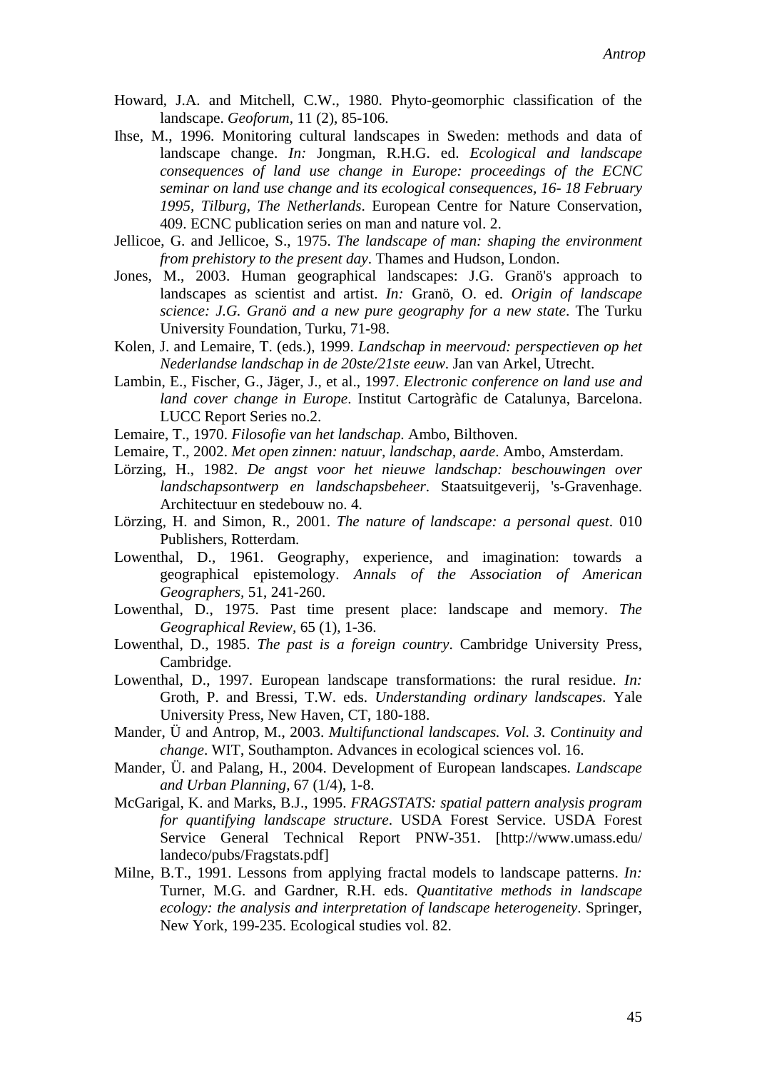Howard, J.A. and Mitchell, C.W., 1980. Phyto-geomorphic classification of the landscape. *Geoforum*, 11 (2), 85-106.

Ihse, M., 1996. Monitoring cultural landscapes in Sweden: methods and data of landscape change. *In:* Jongman, R.H.G. ed. *Ecological and landscape consequences of land use change in Europe: proceedings of the ECNC seminar on land use change and its ecological consequences, 16- 18 February 1995, Tilburg, The Netherlands*. European Centre for Nature Conservation, 409. ECNC publication series on man and nature vol. 2.

Jellicoe, G. and Jellicoe, S., 1975. *The landscape of man: shaping the environment from prehistory to the present day*. Thames and Hudson, London.

Jones, M., 2003. Human geographical landscapes: J.G. Granö's approach to landscapes as scientist and artist. *In:* Granö, O. ed. *Origin of landscape science: J.G. Granö and a new pure geography for a new state*. The Turku University Foundation, Turku, 71-98.

Kolen, J. and Lemaire, T. (eds.), 1999. *Landschap in meervoud: perspectieven op het Nederlandse landschap in de 20ste/21ste eeuw*. Jan van Arkel, Utrecht.

Lambin, E., Fischer, G., Jäger, J., et al., 1997. *Electronic conference on land use and land cover change in Europe*. Institut Cartogràfic de Catalunya, Barcelona. LUCC Report Series no.2.

Lemaire, T., 1970. *Filosofie van het landschap*. Ambo, Bilthoven.

Lemaire, T., 2002. *Met open zinnen: natuur, landschap, aarde*. Ambo, Amsterdam.

Lörzing, H., 1982. *De angst voor het nieuwe landschap: beschouwingen over landschapsontwerp en landschapsbeheer*. Staatsuitgeverij, 's-Gravenhage. Architectuur en stedebouw no. 4.

Lörzing, H. and Simon, R., 2001. *The nature of landscape: a personal quest*. 010 Publishers, Rotterdam.

Lowenthal, D., 1961. Geography, experience, and imagination: towards a geographical epistemology. *Annals of the Association of American Geographers*, 51, 241-260.

Lowenthal, D., 1975. Past time present place: landscape and memory. *The Geographical Review*, 65 (1), 1-36.

Lowenthal, D., 1985. *The past is a foreign country*. Cambridge University Press, Cambridge.

Lowenthal, D., 1997. European landscape transformations: the rural residue. *In:* Groth, P. and Bressi, T.W. eds. *Understanding ordinary landscapes*. Yale University Press, New Haven, CT, 180-188.

Mander, Ü and Antrop, M., 2003. *Multifunctional landscapes. Vol. 3. Continuity and change*. WIT, Southampton. Advances in ecological sciences vol. 16.

Mander, Ü. and Palang, H., 2004. Development of European landscapes. *Landscape and Urban Planning*, 67 (1/4), 1-8.

McGarigal, K. and Marks, B.J., 1995. *FRAGSTATS: spatial pattern analysis program for quantifying landscape structure*. USDA Forest Service. USDA Forest Service General Technical Report PNW-351. [http://www.umass.edu/landeco/pubs/Fragstats.pdf]

Milne, B.T., 1991. Lessons from applying fractal models to landscape patterns. *In:* Turner, M.G. and Gardner, R.H. eds. *Quantitative methods in landscape ecology: the analysis and interpretation of landscape heterogeneity*. Springer, New York, 199-235. Ecological studies vol. 82.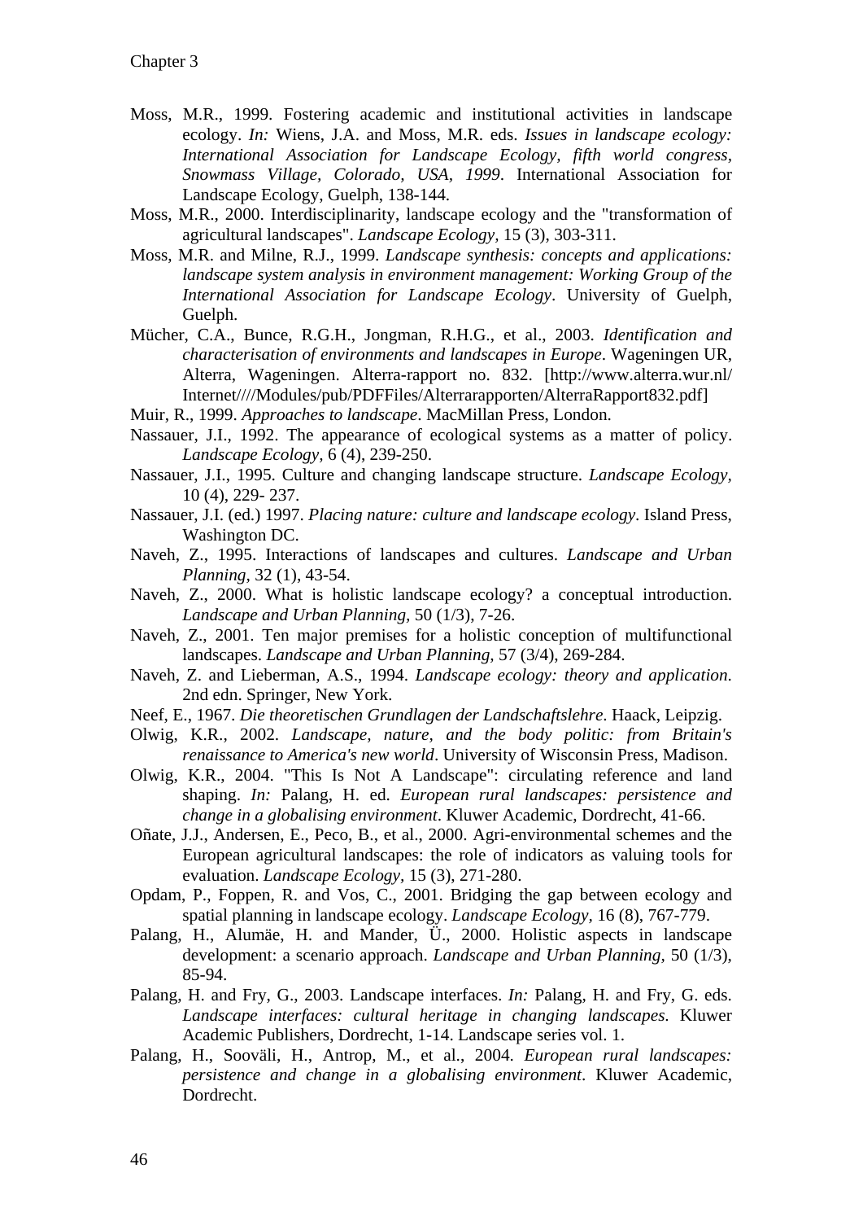Moss, M.R., 1999. Fostering academic and institutional activities in landscape ecology. *In:* Wiens, J.A. and Moss, M.R. eds. *Issues in landscape ecology: International Association for Landscape Ecology, fifth world congress, Snowmass Village, Colorado, USA, 1999*. International Association for Landscape Ecology, Guelph, 138-144.

Moss, M.R., 2000. Interdisciplinarity, landscape ecology and the "transformation of agricultural landscapes". *Landscape Ecology*, 15 (3), 303-311.

Moss, M.R. and Milne, R.J., 1999. *Landscape synthesis: concepts and applications: landscape system analysis in environment management: Working Group of the International Association for Landscape Ecology*. University of Guelph, Guelph.

Mücher, C.A., Bunce, R.G.H., Jongman, R.H.G., et al., 2003. *Identification and characterisation of environments and landscapes in Europe*. Wageningen UR, Alterra, Wageningen. Alterra-rapport no. 832. [http://www.alterra.wur.nl/Internet////Modules/pub/PDFFiles/Alterrarapporten/AlterraRapport832.pdf]

Muir, R., 1999. *Approaches to landscape*. MacMillan Press, London.

Nassauer, J.I., 1992. The appearance of ecological systems as a matter of policy. *Landscape Ecology*, 6 (4), 239-250.

Nassauer, J.I., 1995. Culture and changing landscape structure. *Landscape Ecology*, 10 (4), 229- 237.

Nassauer, J.I. (ed.) 1997. *Placing nature: culture and landscape ecology*. Island Press, Washington DC.

Naveh, Z., 1995. Interactions of landscapes and cultures. *Landscape and Urban Planning*, 32 (1), 43-54.

Naveh, Z., 2000. What is holistic landscape ecology? a conceptual introduction. *Landscape and Urban Planning*, 50 (1/3), 7-26.

Naveh, Z., 2001. Ten major premises for a holistic conception of multifunctional landscapes. *Landscape and Urban Planning*, 57 (3/4), 269-284.

Naveh, Z. and Lieberman, A.S., 1994. *Landscape ecology: theory and application*. 2nd edn. Springer, New York.

Neef, E., 1967. *Die theoretischen Grundlagen der Landschaftslehre*. Haack, Leipzig.

Olwig, K.R., 2002. *Landscape, nature, and the body politic: from Britain's renaissance to America's new world*. University of Wisconsin Press, Madison.

Olwig, K.R., 2004. "This Is Not A Landscape": circulating reference and land shaping. *In:* Palang, H. ed. *European rural landscapes: persistence and change in a globalising environment*. Kluwer Academic, Dordrecht, 41-66.

Oñate, J.J., Andersen, E., Peco, B., et al., 2000. Agri-environmental schemes and the European agricultural landscapes: the role of indicators as valuing tools for evaluation. *Landscape Ecology*, 15 (3), 271-280.

Opdam, P., Foppen, R. and Vos, C., 2001. Bridging the gap between ecology and spatial planning in landscape ecology. *Landscape Ecology*, 16 (8), 767-779.

Palang, H., Alumäe, H. and Mander, Ü., 2000. Holistic aspects in landscape development: a scenario approach. *Landscape and Urban Planning*, 50 (1/3), 85-94.

Palang, H. and Fry, G., 2003. Landscape interfaces. *In:* Palang, H. and Fry, G. eds. *Landscape interfaces: cultural heritage in changing landscapes*. Kluwer Academic Publishers, Dordrecht, 1-14. Landscape series vol. 1.

Palang, H., Sooväli, H., Antrop, M., et al., 2004. *European rural landscapes: persistence and change in a globalising environment*. Kluwer Academic, Dordrecht.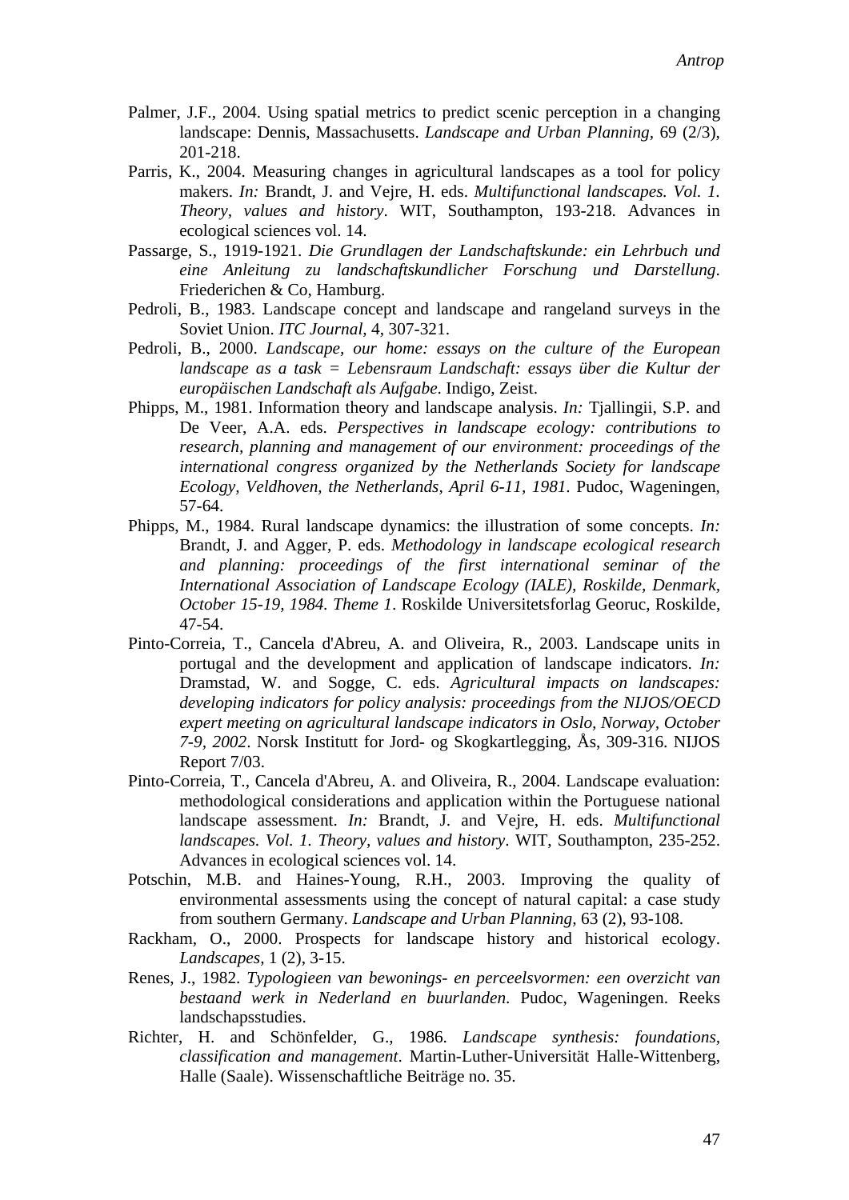Palmer, J.F., 2004. Using spatial metrics to predict scenic perception in a changing landscape: Dennis, Massachusetts. *Landscape and Urban Planning*, 69 (2/3), 201-218.

Parris, K., 2004. Measuring changes in agricultural landscapes as a tool for policy makers. *In:* Brandt, J. and Vejre, H. eds. *Multifunctional landscapes. Vol. 1. Theory, values and history*. WIT, Southampton, 193-218. Advances in ecological sciences vol. 14.

Passarge, S., 1919-1921. *Die Grundlagen der Landschaftskunde: ein Lehrbuch und eine Anleitung zu landschaftskundlicher Forschung und Darstellung*. Friederichen & Co, Hamburg.

Pedroli, B., 1983. Landscape concept and landscape and rangeland surveys in the Soviet Union. *ITC Journal*, 4, 307-321.

Pedroli, B., 2000. *Landscape, our home: essays on the culture of the European landscape as a task = Lebensraum Landschaft: essays über die Kultur der europäischen Landschaft als Aufgabe*. Indigo, Zeist.

Phipps, M., 1981. Information theory and landscape analysis. *In:* Tjallingii, S.P. and De Veer, A.A. eds. *Perspectives in landscape ecology: contributions to research, planning and management of our environment: proceedings of the international congress organized by the Netherlands Society for landscape Ecology, Veldhoven, the Netherlands, April 6-11, 1981*. Pudoc, Wageningen, 57-64.

Phipps, M., 1984. Rural landscape dynamics: the illustration of some concepts. *In:* Brandt, J. and Agger, P. eds. *Methodology in landscape ecological research and planning: proceedings of the first international seminar of the International Association of Landscape Ecology (IALE), Roskilde, Denmark, October 15-19, 1984. Theme 1*. Roskilde Universitetsforlag Georuc, Roskilde, 47-54.

Pinto-Correia, T., Cancela d'Abreu, A. and Oliveira, R., 2003. Landscape units in portugal and the development and application of landscape indicators. *In:* Dramstad, W. and Sogge, C. eds. *Agricultural impacts on landscapes: developing indicators for policy analysis: proceedings from the NIJOS/OECD expert meeting on agricultural landscape indicators in Oslo, Norway, October 7-9, 2002*. Norsk Institutt for Jord- og Skogkartlegging, Ås, 309-316. NIJOS Report 7/03.

Pinto-Correia, T., Cancela d'Abreu, A. and Oliveira, R., 2004. Landscape evaluation: methodological considerations and application within the Portuguese national landscape assessment. *In:* Brandt, J. and Vejre, H. eds. *Multifunctional landscapes. Vol. 1. Theory, values and history*. WIT, Southampton, 235-252. Advances in ecological sciences vol. 14.

Potschin, M.B. and Haines-Young, R.H., 2003. Improving the quality of environmental assessments using the concept of natural capital: a case study from southern Germany. *Landscape and Urban Planning*, 63 (2), 93-108.

Rackham, O., 2000. Prospects for landscape history and historical ecology. *Landscapes*, 1 (2), 3-15.

Renes, J., 1982. *Typologieen van bewonings- en perceelsvormen: een overzicht van bestaand werk in Nederland en buurlanden*. Pudoc, Wageningen. Reeks landschapsstudies.

Richter, H. and Schönfelder, G., 1986. *Landscape synthesis: foundations, classification and management*. Martin-Luther-Universität Halle-Wittenberg, Halle (Saale). Wissenschaftliche Beiträge no. 35.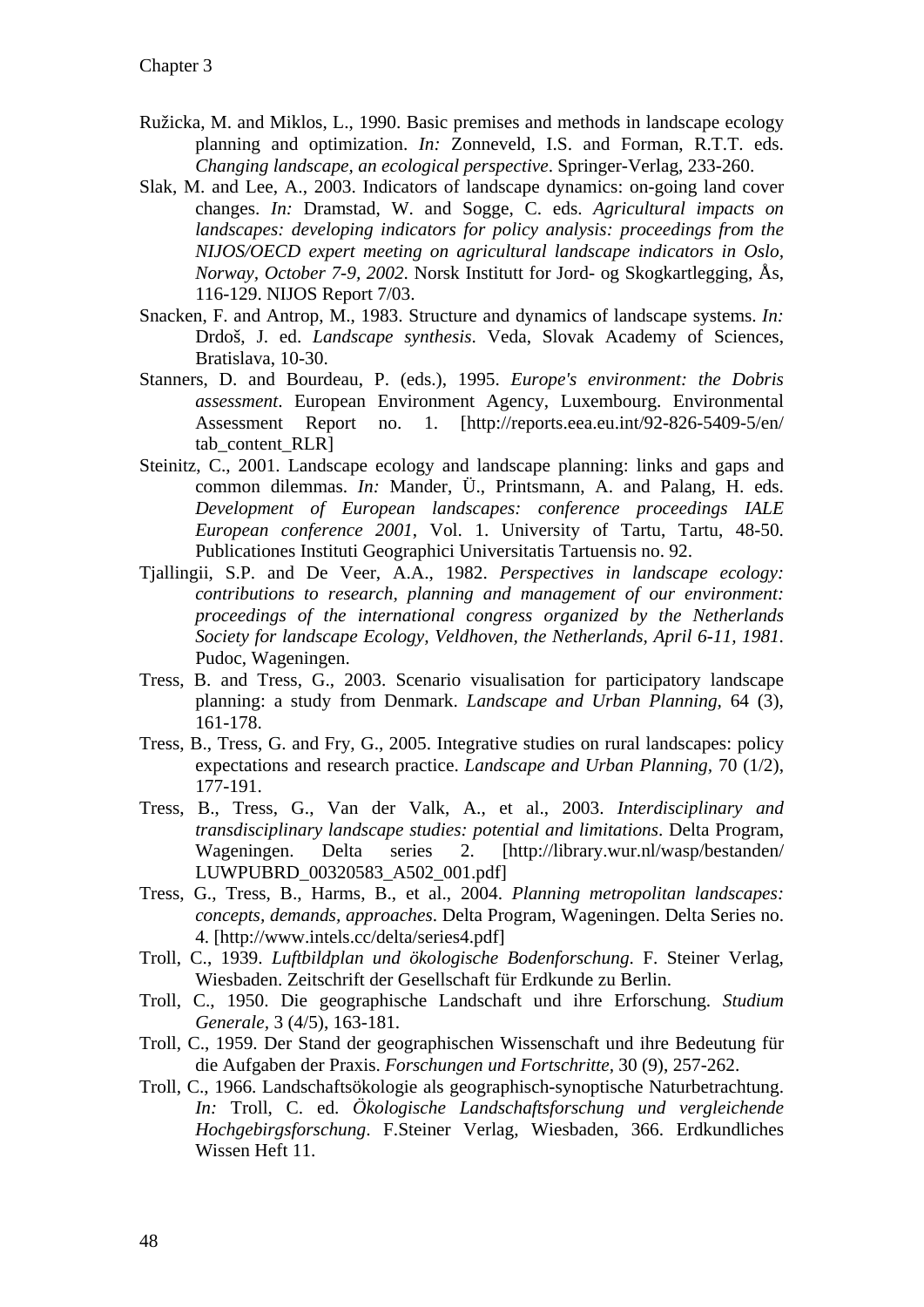Ružicka, M. and Miklos, L., 1990. Basic premises and methods in landscape ecology planning and optimization. *In:* Zonneveld, I.S. and Forman, R.T.T. eds. *Changing landscape, an ecological perspective*. Springer-Verlag, 233-260.

Slak, M. and Lee, A., 2003. Indicators of landscape dynamics: on-going land cover changes. *In:* Dramstad, W. and Sogge, C. eds. *Agricultural impacts on landscapes: developing indicators for policy analysis: proceedings from the NIJOS/OECD expert meeting on agricultural landscape indicators in Oslo, Norway, October 7-9, 2002*. Norsk Institutt for Jord- og Skogkartlegging, Ås, 116-129. NIJOS Report 7/03.

Snacken, F. and Antrop, M., 1983. Structure and dynamics of landscape systems. *In:* Drdoš, J. ed. *Landscape synthesis*. Veda, Slovak Academy of Sciences, Bratislava, 10-30.

Stanners, D. and Bourdeau, P. (eds.), 1995. *Europe's environment: the Dobris assessment*. European Environment Agency, Luxembourg. Environmental Assessment Report no. 1. [http://reports.eea.eu.int/92-826-5409-5/en/tab_content_RLR]

Steinitz, C., 2001. Landscape ecology and landscape planning: links and gaps and common dilemmas. *In:* Mander, Ü., Printsmann, A. and Palang, H. eds. *Development of European landscapes: conference proceedings IALE European conference 2001*, Vol. 1. University of Tartu, Tartu, 48-50. Publicationes Instituti Geographici Universitatis Tartuensis no. 92.

Tjallingii, S.P. and De Veer, A.A., 1982. *Perspectives in landscape ecology: contributions to research, planning and management of our environment: proceedings of the international congress organized by the Netherlands Society for landscape Ecology, Veldhoven, the Netherlands, April 6-11, 1981*. Pudoc, Wageningen.

Tress, B. and Tress, G., 2003. Scenario visualisation for participatory landscape planning: a study from Denmark. *Landscape and Urban Planning*, 64 (3), 161-178.

Tress, B., Tress, G. and Fry, G., 2005. Integrative studies on rural landscapes: policy expectations and research practice. *Landscape and Urban Planning*, 70 (1/2), 177-191.

Tress, B., Tress, G., Van der Valk, A., et al., 2003. *Interdisciplinary and transdisciplinary landscape studies: potential and limitations*. Delta Program, Wageningen. Delta series 2. [http://library.wur.nl/wasp/bestanden/LUWPUBRD_00320583_A502_001.pdf]

Tress, G., Tress, B., Harms, B., et al., 2004. *Planning metropolitan landscapes: concepts, demands, approaches*. Delta Program, Wageningen. Delta Series no. 4. [http://www.intels.cc/delta/series4.pdf]

Troll, C., 1939. *Luftbildplan und ökologische Bodenforschung*. F. Steiner Verlag, Wiesbaden. Zeitschrift der Gesellschaft für Erdkunde zu Berlin.

Troll, C., 1950. Die geographische Landschaft und ihre Erforschung. *Studium Generale*, 3 (4/5), 163-181.

Troll, C., 1959. Der Stand der geographischen Wissenschaft und ihre Bedeutung für die Aufgaben der Praxis. *Forschungen und Fortschritte*, 30 (9), 257-262.

Troll, C., 1966. Landschaftsökologie als geographisch-synoptische Naturbetrachtung. *In:* Troll, C. ed. *Ökologische Landschaftsforschung und vergleichende Hochgebirgsforschung*. F.Steiner Verlag, Wiesbaden, 366. Erdkundliches Wissen Heft 11.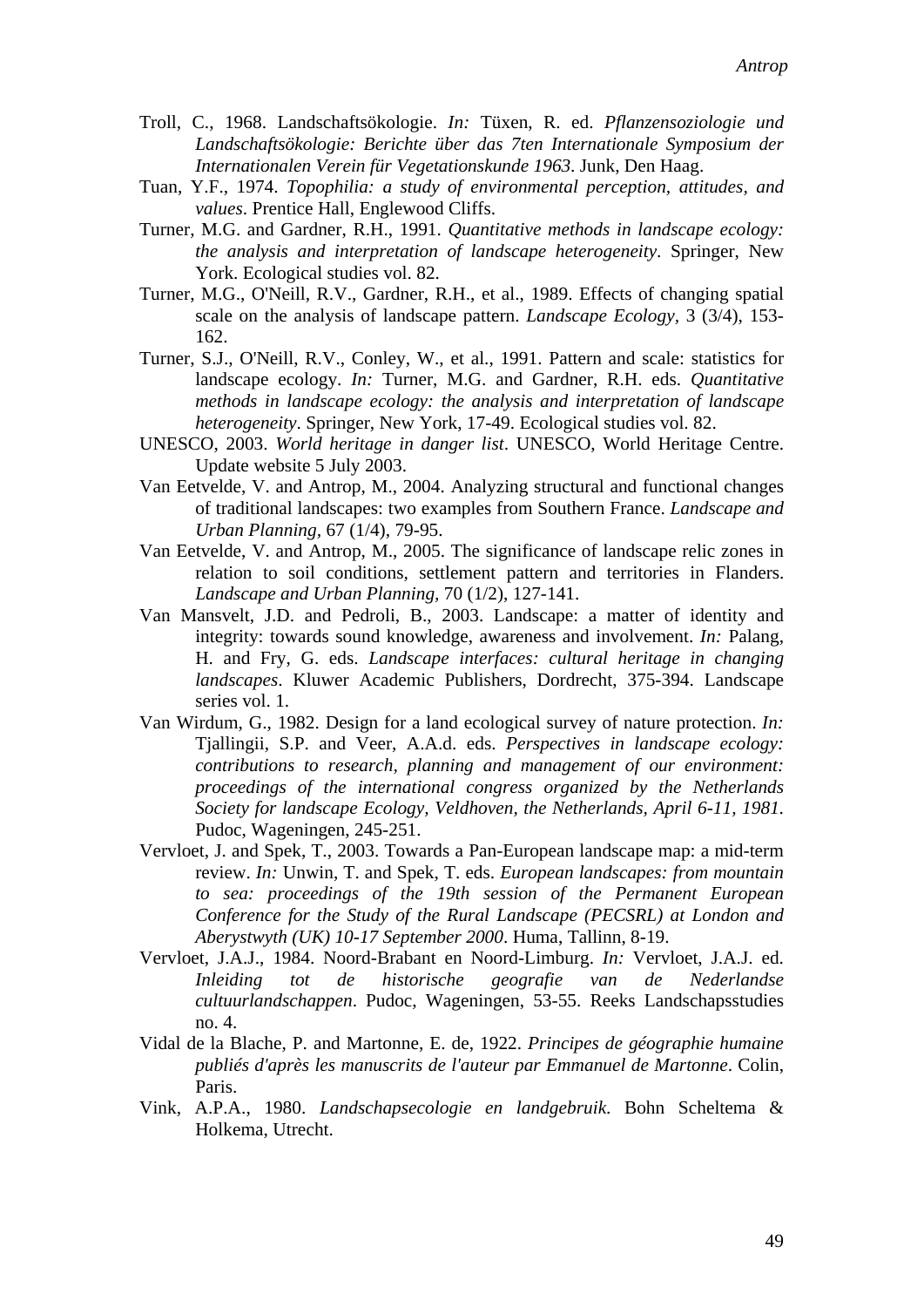Troll, C., 1968. Landschaftsökologie. *In:* Tüxen, R. ed. *Pflanzensoziologie und Landschaftsökologie: Berichte über das 7ten Internationale Symposium der Internationalen Verein für Vegetationskunde 1963*. Junk, Den Haag.

Tuan, Y.F., 1974. *Topophilia: a study of environmental perception, attitudes, and values*. Prentice Hall, Englewood Cliffs.

Turner, M.G. and Gardner, R.H., 1991. *Quantitative methods in landscape ecology: the analysis and interpretation of landscape heterogeneity*. Springer, New York. Ecological studies vol. 82.

Turner, M.G., O'Neill, R.V., Gardner, R.H., et al., 1989. Effects of changing spatial scale on the analysis of landscape pattern. *Landscape Ecology,* 3 (3/4), 153-162.

Turner, S.J., O'Neill, R.V., Conley, W., et al., 1991. Pattern and scale: statistics for landscape ecology. *In:* Turner, M.G. and Gardner, R.H. eds. *Quantitative methods in landscape ecology: the analysis and interpretation of landscape heterogeneity*. Springer, New York, 17-49. Ecological studies vol. 82.

UNESCO, 2003. *World heritage in danger list*. UNESCO, World Heritage Centre. Update website 5 July 2003.

Van Eetvelde, V. and Antrop, M., 2004. Analyzing structural and functional changes of traditional landscapes: two examples from Southern France. *Landscape and Urban Planning,* 67 (1/4), 79-95.

Van Eetvelde, V. and Antrop, M., 2005. The significance of landscape relic zones in relation to soil conditions, settlement pattern and territories in Flanders. *Landscape and Urban Planning,* 70 (1/2), 127-141.

Van Mansvelt, J.D. and Pedroli, B., 2003. Landscape: a matter of identity and integrity: towards sound knowledge, awareness and involvement. *In:* Palang, H. and Fry, G. eds. *Landscape interfaces: cultural heritage in changing landscapes*. Kluwer Academic Publishers, Dordrecht, 375-394. Landscape series vol. 1.

Van Wirdum, G., 1982. Design for a land ecological survey of nature protection. *In:* Tjallingii, S.P. and Veer, A.A.d. eds. *Perspectives in landscape ecology: contributions to research, planning and management of our environment: proceedings of the international congress organized by the Netherlands Society for landscape Ecology, Veldhoven, the Netherlands, April 6-11, 1981*. Pudoc, Wageningen, 245-251.

Vervloet, J. and Spek, T., 2003. Towards a Pan-European landscape map: a mid-term review. *In:* Unwin, T. and Spek, T. eds. *European landscapes: from mountain to sea: proceedings of the 19th session of the Permanent European Conference for the Study of the Rural Landscape (PECSRL) at London and Aberystwyth (UK) 10-17 September 2000*. Huma, Tallinn, 8-19.

Vervloet, J.A.J., 1984. Noord-Brabant en Noord-Limburg. *In:* Vervloet, J.A.J. ed. *Inleiding tot de historische geografie van de Nederlandse cultuurlandschappen*. Pudoc, Wageningen, 53-55. Reeks Landschapsstudies no. 4.

Vidal de la Blache, P. and Martonne, E. de, 1922. *Principes de géographie humaine publiés d'après les manuscrits de l'auteur par Emmanuel de Martonne*. Colin, Paris.

Vink, A.P.A., 1980. *Landschapsecologie en landgebruik*. Bohn Scheltema & Holkema, Utrecht.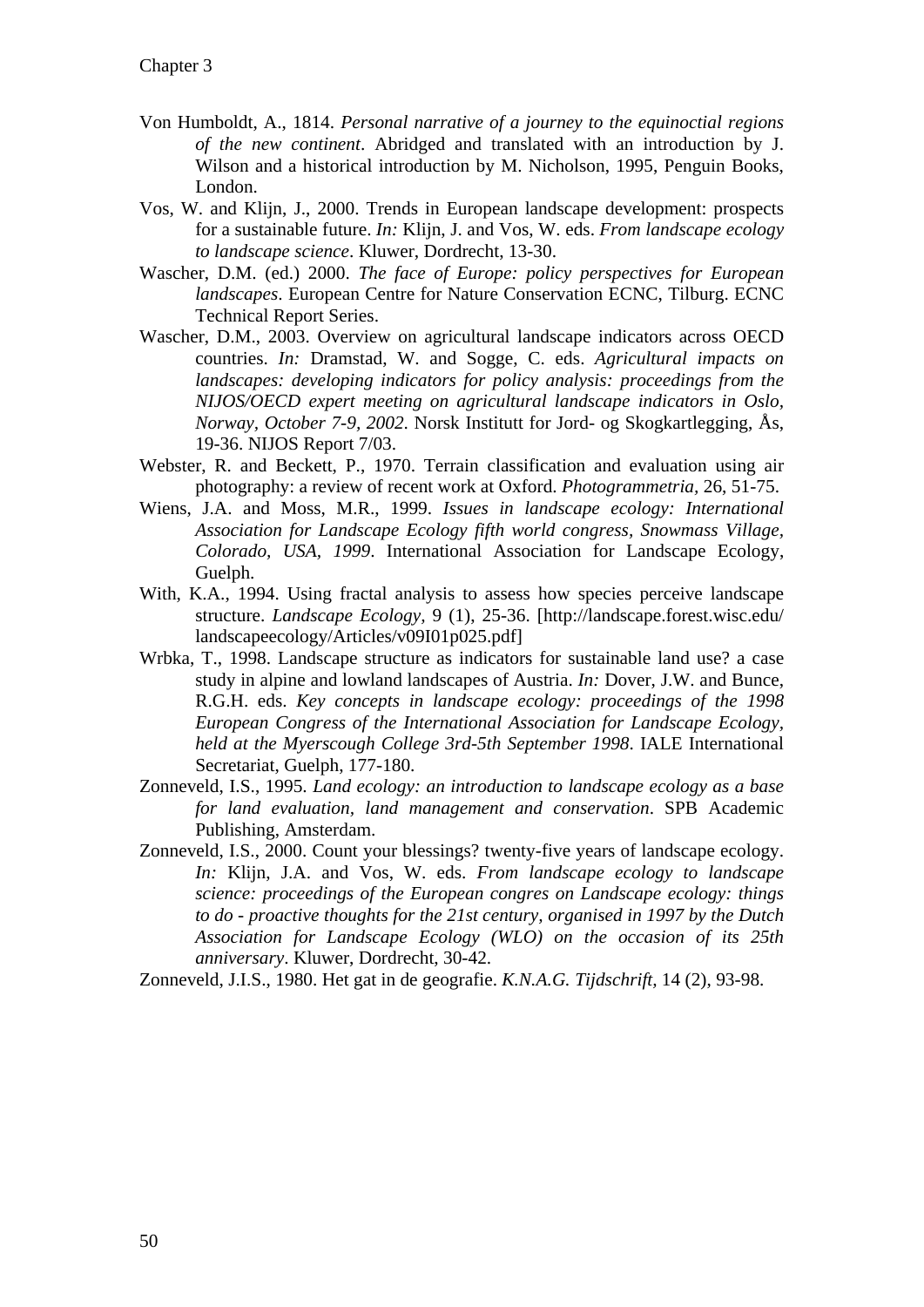Von Humboldt, A., 1814. *Personal narrative of a journey to the equinoctial regions of the new continent*. Abridged and translated with an introduction by J. Wilson and a historical introduction by M. Nicholson, 1995, Penguin Books, London.

Vos, W. and Klijn, J., 2000. Trends in European landscape development: prospects for a sustainable future. *In:* Klijn, J. and Vos, W. eds. *From landscape ecology to landscape science*. Kluwer, Dordrecht, 13-30.

Wascher, D.M. (ed.) 2000. *The face of Europe: policy perspectives for European landscapes*. European Centre for Nature Conservation ECNC, Tilburg. ECNC Technical Report Series.

Wascher, D.M., 2003. Overview on agricultural landscape indicators across OECD countries. *In:* Dramstad, W. and Sogge, C. eds. *Agricultural impacts on landscapes: developing indicators for policy analysis: proceedings from the NIJOS/OECD expert meeting on agricultural landscape indicators in Oslo, Norway, October 7-9, 2002*. Norsk Institutt for Jord- og Skogkartlegging, Ås, 19-36. NIJOS Report 7/03.

Webster, R. and Beckett, P., 1970. Terrain classification and evaluation using air photography: a review of recent work at Oxford. *Photogrammetria*, 26, 51-75.

Wiens, J.A. and Moss, M.R., 1999. *Issues in landscape ecology: International Association for Landscape Ecology fifth world congress, Snowmass Village, Colorado, USA, 1999*. International Association for Landscape Ecology, Guelph.

With, K.A., 1994. Using fractal analysis to assess how species perceive landscape structure. *Landscape Ecology*, 9 (1), 25-36. [http://landscape.forest.wisc.edu/landscapeecology/Articles/v09I01p025.pdf]

Wrbka, T., 1998. Landscape structure as indicators for sustainable land use? a case study in alpine and lowland landscapes of Austria. *In:* Dover, J.W. and Bunce, R.G.H. eds. *Key concepts in landscape ecology: proceedings of the 1998 European Congress of the International Association for Landscape Ecology, held at the Myerscough College 3rd-5th September 1998*. IALE International Secretariat, Guelph, 177-180.

Zonneveld, I.S., 1995. *Land ecology: an introduction to landscape ecology as a base for land evaluation, land management and conservation*. SPB Academic Publishing, Amsterdam.

Zonneveld, I.S., 2000. Count your blessings? twenty-five years of landscape ecology. *In:* Klijn, J.A. and Vos, W. eds. *From landscape ecology to landscape science: proceedings of the European congres on Landscape ecology: things to do - proactive thoughts for the 21st century, organised in 1997 by the Dutch Association for Landscape Ecology (WLO) on the occasion of its 25th anniversary*. Kluwer, Dordrecht, 30-42.

Zonneveld, J.I.S., 1980. Het gat in de geografie. *K.N.A.G. Tijdschrift*, 14 (2), 93-98.